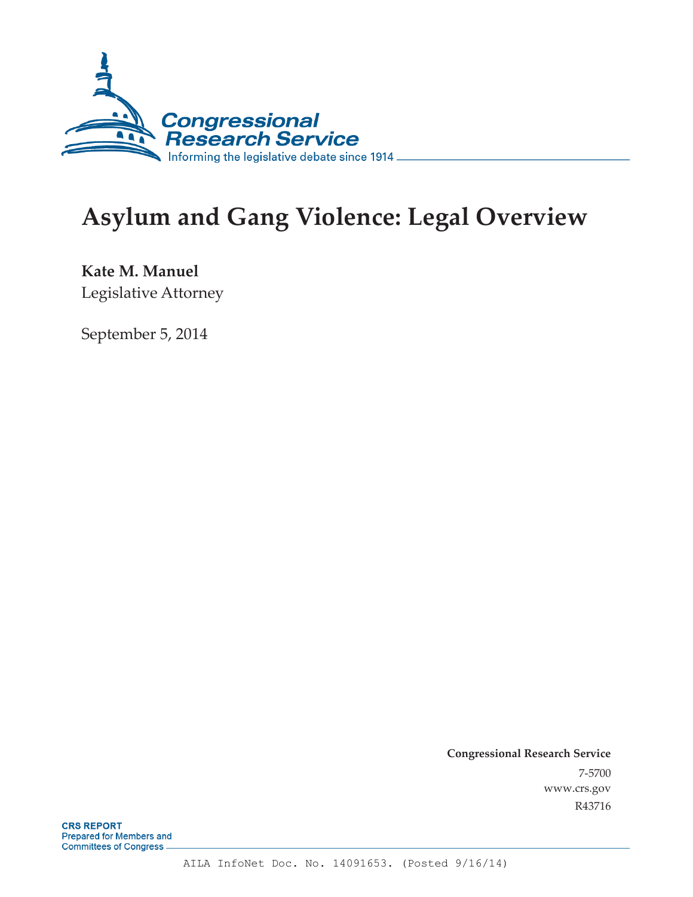Congressional Research Service

Informing the legislative debate since 1914

# Asylum and Gang Violence: Legal Overview

**Kate M. Manuel**

Legislative Attorney

September 5, 2014

**Congressional Research Service**

7-5700

www.crs.gov

R43716

**CRS REPORT**

Prepared for Members and Committees of Congress

AILA InfoNet Doc. No. 14091653. (Posted 9/16/14)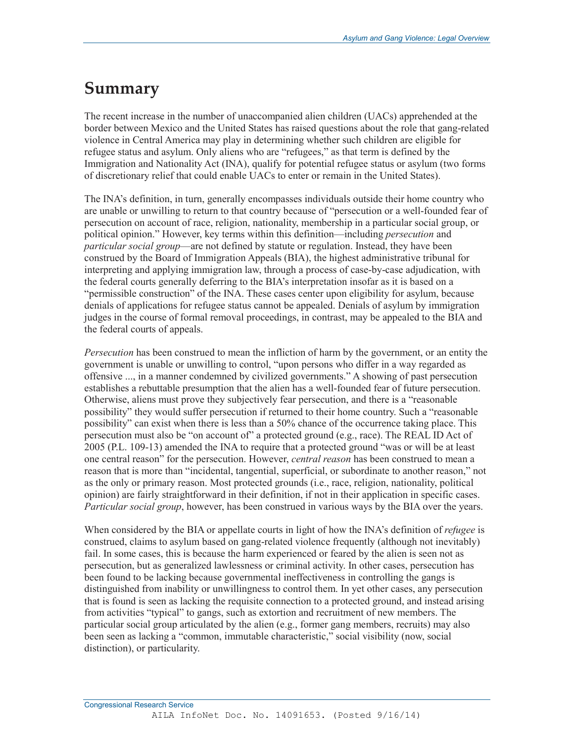# Summary

The recent increase in the number of unaccompanied alien children (UACs) apprehended at the border between Mexico and the United States has raised questions about the role that gang-related violence in Central America may play in determining whether such children are eligible for refugee status and asylum. Only aliens who are "refugees," as that term is defined by the Immigration and Nationality Act (INA), qualify for potential refugee status or asylum (two forms of discretionary relief that could enable UACs to enter or remain in the United States).

The INA's definition, in turn, generally encompasses individuals outside their home country who are unable or unwilling to return to that country because of "persecution or a well-founded fear of persecution on account of race, religion, nationality, membership in a particular social group, or political opinion." However, key terms within this definition—including *persecution* and *particular social group*—are not defined by statute or regulation. Instead, they have been construed by the Board of Immigration Appeals (BIA), the highest administrative tribunal for interpreting and applying immigration law, through a process of case-by-case adjudication, with the federal courts generally deferring to the BIA's interpretation insofar as it is based on a "permissible construction" of the INA. These cases center upon eligibility for asylum, because denials of applications for refugee status cannot be appealed. Denials of asylum by immigration judges in the course of formal removal proceedings, in contrast, may be appealed to the BIA and the federal courts of appeals.

*Persecution* has been construed to mean the infliction of harm by the government, or an entity the government is unable or unwilling to control, "upon persons who differ in a way regarded as offensive ..., in a manner condemned by civilized governments." A showing of past persecution establishes a rebuttable presumption that the alien has a well-founded fear of future persecution. Otherwise, aliens must prove they subjectively fear persecution, and there is a "reasonable possibility" they would suffer persecution if returned to their home country. Such a "reasonable possibility" can exist when there is less than a 50% chance of the occurrence taking place. This persecution must also be "on account of" a protected ground (e.g., race). The REAL ID Act of 2005 (P.L. 109-13) amended the INA to require that a protected ground "was or will be at least one central reason" for the persecution. However, *central reason* has been construed to mean a reason that is more than "incidental, tangential, superficial, or subordinate to another reason," not as the only or primary reason. Most protected grounds (i.e., race, religion, nationality, political opinion) are fairly straightforward in their definition, if not in their application in specific cases. *Particular social group*, however, has been construed in various ways by the BIA over the years.

When considered by the BIA or appellate courts in light of how the INA's definition of *refugee* is construed, claims to asylum based on gang-related violence frequently (although not inevitably) fail. In some cases, this is because the harm experienced or feared by the alien is seen not as persecution, but as generalized lawlessness or criminal activity. In other cases, persecution has been found to be lacking because governmental ineffectiveness in controlling the gangs is distinguished from inability or unwillingness to control them. In yet other cases, any persecution that is found is seen as lacking the requisite connection to a protected ground, and instead arising from activities "typical" to gangs, such as extortion and recruitment of new members. The particular social group articulated by the alien (e.g., former gang members, recruits) may also been seen as lacking a "common, immutable characteristic," social visibility (now, social distinction), or particularity.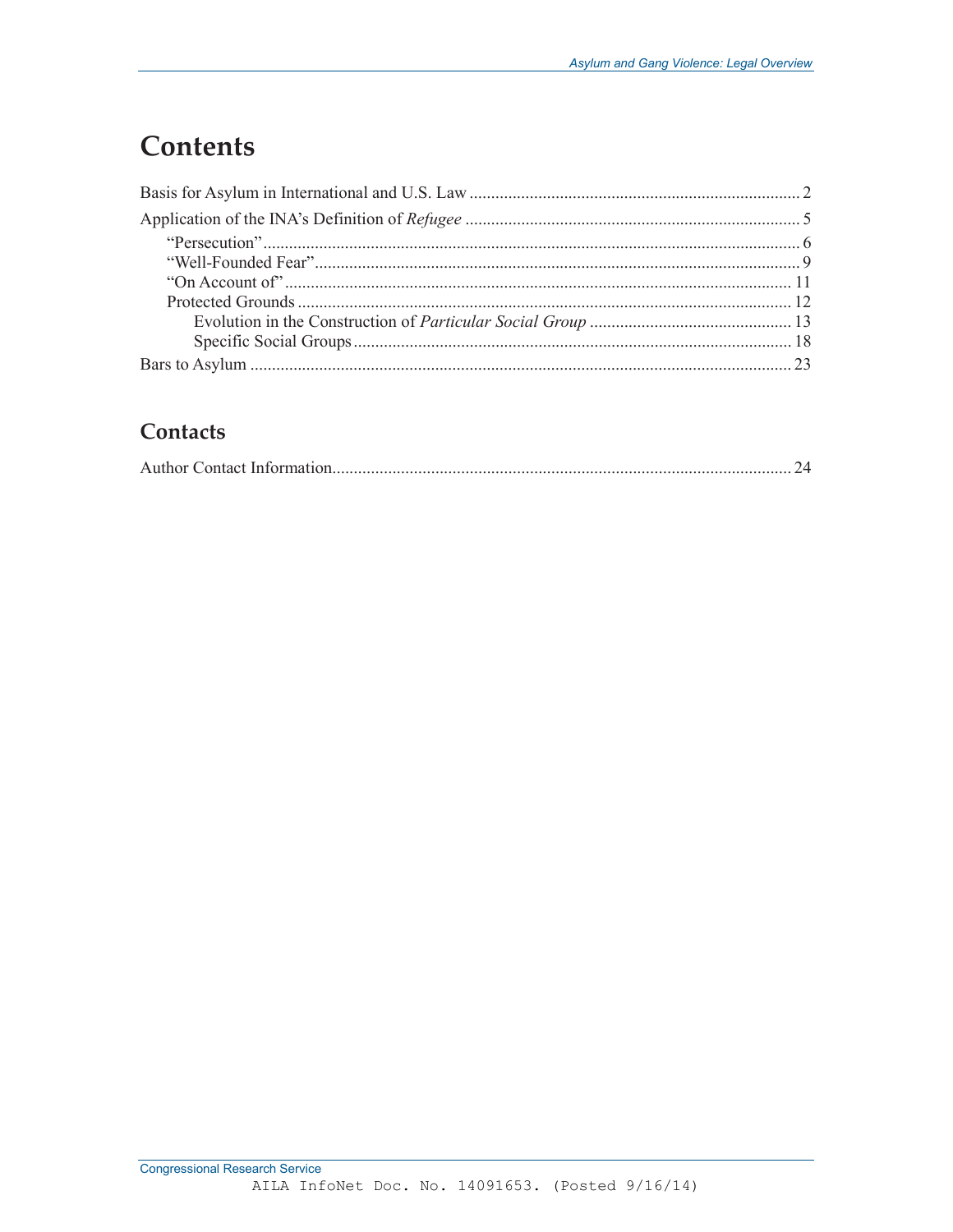# Contents

Basis for Asylum in International and U.S. Law ........................................................................... 2

Application of the INA's Definition of *Refugee* ............................................................................ 5

- "Persecution" ........................................................................................................................... 6
- "Well-Founded Fear" ............................................................................................................... 9
- "On Account of" ..................................................................................................................... 11
- Protected Grounds .................................................................................................................. 12
  - Evolution in the Construction of *Particular Social Group* .............................................. 13
  - Specific Social Groups ..................................................................................................... 18

Bars to Asylum ............................................................................................................................. 23

## Contacts

Author Contact Information .......................................................................................................... 24

AILA InfoNet Doc. No. 14091653. (Posted 9/16/14)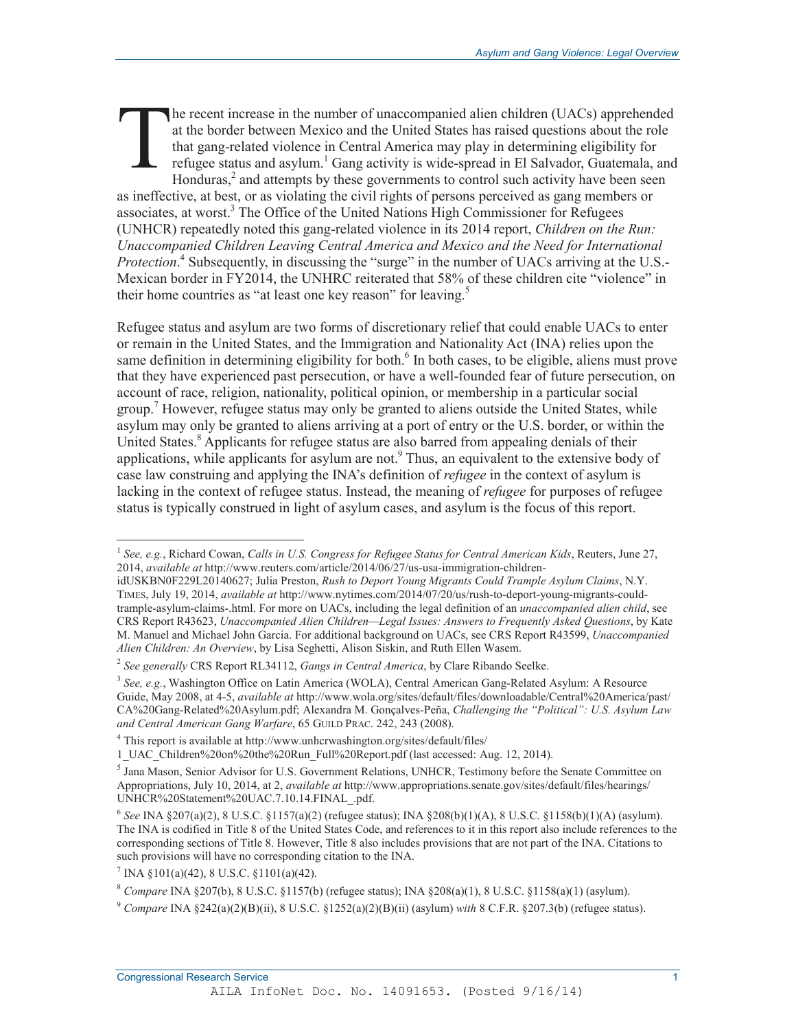The recent increase in the number of unaccompanied alien children (UACs) apprehended at the border between Mexico and the United States has raised questions about the role that gang-related violence in Central America may play in determining eligibility for refugee status and asylum.[1] Gang activity is wide-spread in El Salvador, Guatemala, and Honduras,[2] and attempts by these governments to control such activity have been seen as ineffective, at best, or as violating the civil rights of persons perceived as gang members or associates, at worst.[3] The Office of the United Nations High Commissioner for Refugees (UNHCR) repeatedly noted this gang-related violence in its 2014 report, *Children on the Run: Unaccompanied Children Leaving Central America and Mexico and the Need for International Protection*.[4] Subsequently, in discussing the "surge" in the number of UACs arriving at the U.S.-Mexican border in FY2014, the UNHRC reiterated that 58% of these children cite "violence" in their home countries as "at least one key reason" for leaving.[5]

Refugee status and asylum are two forms of discretionary relief that could enable UACs to enter or remain in the United States, and the Immigration and Nationality Act (INA) relies upon the same definition in determining eligibility for both.[6] In both cases, to be eligible, aliens must prove that they have experienced past persecution, or have a well-founded fear of future persecution, on account of race, religion, nationality, political opinion, or membership in a particular social group.[7] However, refugee status may only be granted to aliens outside the United States, while asylum may only be granted to aliens arriving at a port of entry or the U.S. border, or within the United States.[8] Applicants for refugee status are also barred from appealing denials of their applications, while applicants for asylum are not.[9] Thus, an equivalent to the extensive body of case law construing and applying the INA's definition of *refugee* in the context of asylum is lacking in the context of refugee status. Instead, the meaning of *refugee* for purposes of refugee status is typically construed in light of asylum cases, and asylum is the focus of this report.

---

[1] *See, e.g.*, Richard Cowan, *Calls in U.S. Congress for Refugee Status for Central American Kids*, Reuters, June 27, 2014, *available at* http://www.reuters.com/article/2014/06/27/us-usa-immigration-children-idUSKBN0F229L20140627; Julia Preston, *Rush to Deport Young Migrants Could Trample Asylum Claims*, N.Y. TIMES, July 19, 2014, *available at* http://www.nytimes.com/2014/07/20/us/rush-to-deport-young-migrants-could-trample-asylum-claims-.html. For more on UACs, including the legal definition of an *unaccompanied alien child*, see CRS Report R43623, *Unaccompanied Alien Children—Legal Issues: Answers to Frequently Asked Questions*, by Kate M. Manuel and Michael John Garcia. For additional background on UACs, see CRS Report R43599, *Unaccompanied Alien Children: An Overview*, by Lisa Seghetti, Alison Siskin, and Ruth Ellen Wasem.

[2] *See generally* CRS Report RL34112, *Gangs in Central America*, by Clare Ribando Seelke.

[3] *See, e.g.*, Washington Office on Latin America (WOLA), Central American Gang-Related Asylum: A Resource Guide, May 2008, at 4-5, *available at* http://www.wola.org/sites/default/files/downloadable/Central%20America/past/CA%20Gang-Related%20Asylum.pdf; Alexandra M. Gonçalves-Peña, *Challenging the "Political": U.S. Asylum Law and Central American Gang Warfare*, 65 GUILD PRAC. 242, 243 (2008).

[4] This report is available at http://www.unhcrwashington.org/sites/default/files/1_UAC_Children%20on%20the%20Run_Full%20Report.pdf (last accessed: Aug. 12, 2014).

[5] Jana Mason, Senior Advisor for U.S. Government Relations, UNHCR, Testimony before the Senate Committee on Appropriations, July 10, 2014, at 2, *available at* http://www.appropriations.senate.gov/sites/default/files/hearings/UNHCR%20Statement%20UAC.7.10.14.FINAL_.pdf.

[6] *See* INA §207(a)(2), 8 U.S.C. §1157(a)(2) (refugee status); INA §208(b)(1)(A), 8 U.S.C. §1158(b)(1)(A) (asylum). The INA is codified in Title 8 of the United States Code, and references to it in this report also include references to the corresponding sections of Title 8. However, Title 8 also includes provisions that are not part of the INA. Citations to such provisions will have no corresponding citation to the INA.

[7] INA §101(a)(42), 8 U.S.C. §1101(a)(42).

[8] *Compare* INA §207(b), 8 U.S.C. §1157(b) (refugee status); INA §208(a)(1), 8 U.S.C. §1158(a)(1) (asylum).

[9] *Compare* INA §242(a)(2)(B)(ii), 8 U.S.C. §1252(a)(2)(B)(ii) (asylum) *with* 8 C.F.R. §207.3(b) (refugee status).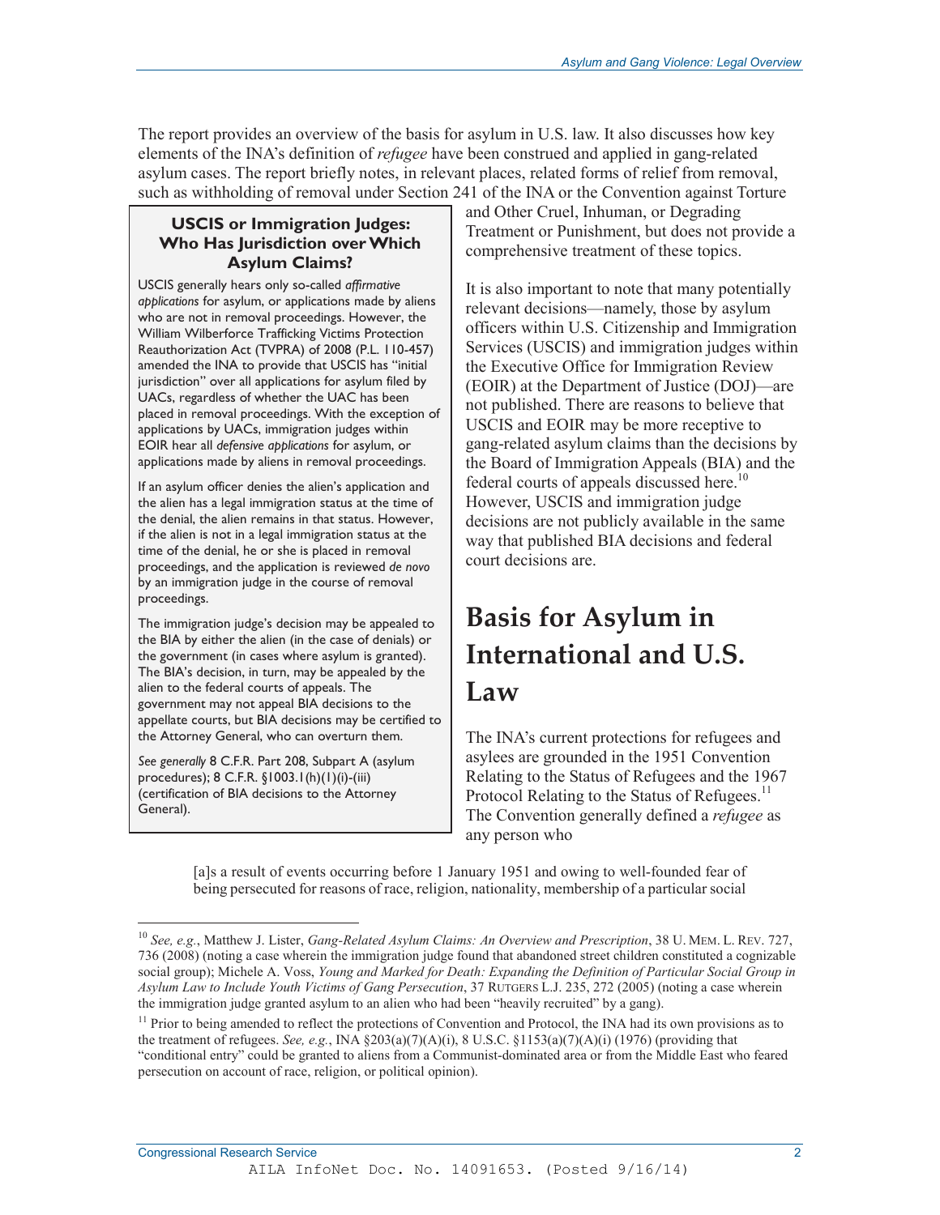The report provides an overview of the basis for asylum in U.S. law. It also discusses how key elements of the INA's definition of *refugee* have been construed and applied in gang-related asylum cases. The report briefly notes, in relevant places, related forms of relief from removal, such as withholding of removal under Section 241 of the INA or the Convention against Torture and Other Cruel, Inhuman, or Degrading Treatment or Punishment, but does not provide a comprehensive treatment of these topics.

> **USCIS or Immigration Judges: Who Has Jurisdiction over Which Asylum Claims?**
>
> USCIS generally hears only so-called *affirmative applications* for asylum, or applications made by aliens who are not in removal proceedings. However, the William Wilberforce Trafficking Victims Protection Reauthorization Act (TVPRA) of 2008 (P.L. 110-457) amended the INA to provide that USCIS has "initial jurisdiction" over all applications for asylum filed by UACs, regardless of whether the UAC has been placed in removal proceedings. With the exception of applications by UACs, immigration judges within EOIR hear all *defensive applications* for asylum, or applications made by aliens in removal proceedings.
>
> If an asylum officer denies the alien's application and the alien has a legal immigration status at the time of the denial, the alien remains in that status. However, if the alien is not in a legal immigration status at the time of the denial, he or she is placed in removal proceedings, and the application is reviewed *de novo* by an immigration judge in the course of removal proceedings.
>
> The immigration judge's decision may be appealed to the BIA by either the alien (in the case of denials) or the government (in cases where asylum is granted). The BIA's decision, in turn, may be appealed by the alien to the federal courts of appeals. The government may not appeal BIA decisions to the appellate courts, but BIA decisions may be certified to the Attorney General, who can overturn them.
>
> *See generally* 8 C.F.R. Part 208, Subpart A (asylum procedures); 8 C.F.R. §1003.1(h)(1)(i)-(iii) (certification of BIA decisions to the Attorney General).

It is also important to note that many potentially relevant decisions—namely, those by asylum officers within U.S. Citizenship and Immigration Services (USCIS) and immigration judges within the Executive Office for Immigration Review (EOIR) at the Department of Justice (DOJ)—are not published. There are reasons to believe that USCIS and EOIR may be more receptive to gang-related asylum claims than the decisions by the Board of Immigration Appeals (BIA) and the federal courts of appeals discussed here.[10] However, USCIS and immigration judge decisions are not publicly available in the same way that published BIA decisions and federal court decisions are.

# Basis for Asylum in International and U.S. Law

The INA's current protections for refugees and asylees are grounded in the 1951 Convention Relating to the Status of Refugees and the 1967 Protocol Relating to the Status of Refugees.[11] The Convention generally defined a *refugee* as any person who

> [a]s a result of events occurring before 1 January 1951 and owing to well-founded fear of being persecuted for reasons of race, religion, nationality, membership of a particular social

---

[10] *See, e.g.*, Matthew J. Lister, *Gang-Related Asylum Claims: An Overview and Prescription*, 38 U. Mem. L. Rev. 727, 736 (2008) (noting a case wherein the immigration judge found that abandoned street children constituted a cognizable social group); Michele A. Voss, *Young and Marked for Death: Expanding the Definition of Particular Social Group in Asylum Law to Include Youth Victims of Gang Persecution*, 37 Rutgers L.J. 235, 272 (2005) (noting a case wherein the immigration judge granted asylum to an alien who had been "heavily recruited" by a gang).

[11] Prior to being amended to reflect the protections of Convention and Protocol, the INA had its own provisions as to the treatment of refugees. *See, e.g.*, INA §203(a)(7)(A)(i), 8 U.S.C. §1153(a)(7)(A)(i) (1976) (providing that "conditional entry" could be granted to aliens from a Communist-dominated area or from the Middle East who feared persecution on account of race, religion, or political opinion).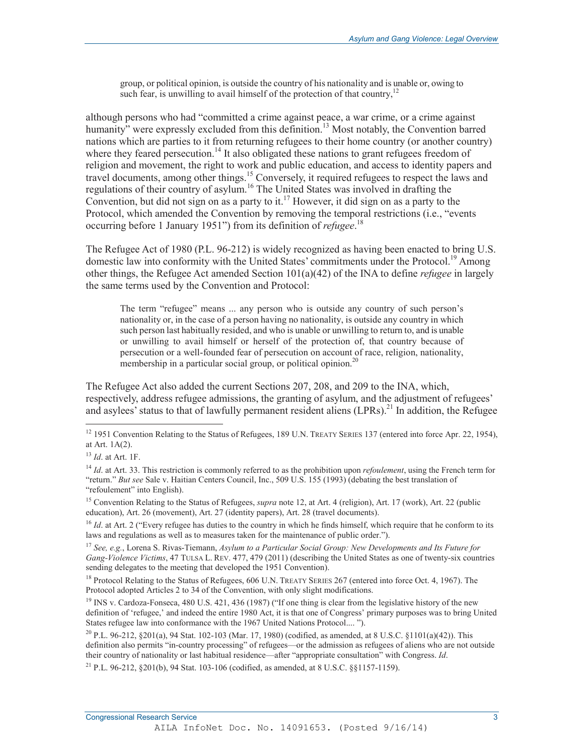> group, or political opinion, is outside the country of his nationality and is unable or, owing to such fear, is unwilling to avail himself of the protection of that country,[12]

although persons who had "committed a crime against peace, a war crime, or a crime against humanity" were expressly excluded from this definition.[13] Most notably, the Convention barred nations which are parties to it from returning refugees to their home country (or another country) where they feared persecution.[14] It also obligated these nations to grant refugees freedom of religion and movement, the right to work and public education, and access to identity papers and travel documents, among other things.[15] Conversely, it required refugees to respect the laws and regulations of their country of asylum.[16] The United States was involved in drafting the Convention, but did not sign on as a party to it.[17] However, it did sign on as a party to the Protocol, which amended the Convention by removing the temporal restrictions (i.e., "events occurring before 1 January 1951") from its definition of *refugee*.[18]

The Refugee Act of 1980 (P.L. 96-212) is widely recognized as having been enacted to bring U.S. domestic law into conformity with the United States' commitments under the Protocol.[19] Among other things, the Refugee Act amended Section 101(a)(42) of the INA to define *refugee* in largely the same terms used by the Convention and Protocol:

> The term "refugee" means ... any person who is outside any country of such person's nationality or, in the case of a person having no nationality, is outside any country in which such person last habitually resided, and who is unable or unwilling to return to, and is unable or unwilling to avail himself or herself of the protection of, that country because of persecution or a well-founded fear of persecution on account of race, religion, nationality, membership in a particular social group, or political opinion.[20]

The Refugee Act also added the current Sections 207, 208, and 209 to the INA, which, respectively, address refugee admissions, the granting of asylum, and the adjustment of refugees' and asylees' status to that of lawfully permanent resident aliens (LPRs).[21] In addition, the Refugee

---

[12] 1951 Convention Relating to the Status of Refugees, 189 U.N. TREATY SERIES 137 (entered into force Apr. 22, 1954), at Art. 1A(2).

[13] *Id*. at Art. 1F.

[14] *Id*. at Art. 33. This restriction is commonly referred to as the prohibition upon *refoulement*, using the French term for "return." *But see* Sale v. Haitian Centers Council, Inc., 509 U.S. 155 (1993) (debating the best translation of "refoulement" into English).

[15] Convention Relating to the Status of Refugees, *supra* note 12, at Art. 4 (religion), Art. 17 (work), Art. 22 (public education), Art. 26 (movement), Art. 27 (identity papers), Art. 28 (travel documents).

[16] *Id*. at Art. 2 ("Every refugee has duties to the country in which he finds himself, which require that he conform to its laws and regulations as well as to measures taken for the maintenance of public order.").

[17] *See, e.g.*, Lorena S. Rivas-Tiemann, *Asylum to a Particular Social Group: New Developments and Its Future for Gang-Violence Victims*, 47 TULSA L. REV. 477, 479 (2011) (describing the United States as one of twenty-six countries sending delegates to the meeting that developed the 1951 Convention).

[18] Protocol Relating to the Status of Refugees, 606 U.N. TREATY SERIES 267 (entered into force Oct. 4, 1967). The Protocol adopted Articles 2 to 34 of the Convention, with only slight modifications.

[19] INS v. Cardoza-Fonseca, 480 U.S. 421, 436 (1987) ("If one thing is clear from the legislative history of the new definition of 'refugee,' and indeed the entire 1980 Act, it is that one of Congress' primary purposes was to bring United States refugee law into conformance with the 1967 United Nations Protocol.... ").

[20] P.L. 96-212, §201(a), 94 Stat. 102-103 (Mar. 17, 1980) (codified, as amended, at 8 U.S.C. §1101(a)(42)). This definition also permits "in-country processing" of refugees—or the admission as refugees of aliens who are not outside their country of nationality or last habitual residence—after "appropriate consultation" with Congress. *Id*.

[21] P.L. 96-212, §201(b), 94 Stat. 103-106 (codified, as amended, at 8 U.S.C. §§1157-1159).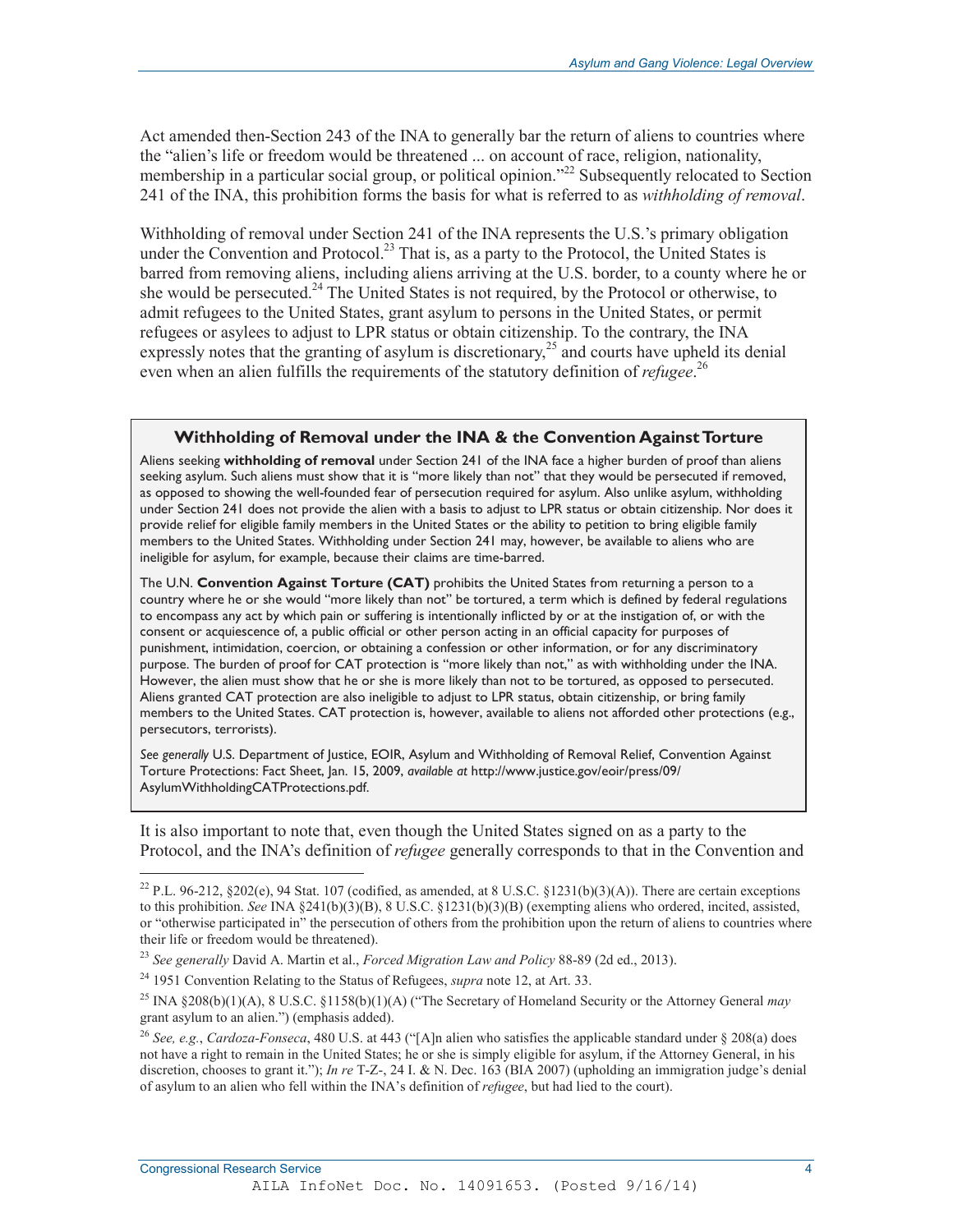Act amended then-Section 243 of the INA to generally bar the return of aliens to countries where the "alien's life or freedom would be threatened ... on account of race, religion, nationality, membership in a particular social group, or political opinion."[22] Subsequently relocated to Section 241 of the INA, this prohibition forms the basis for what is referred to as *withholding of removal*.

Withholding of removal under Section 241 of the INA represents the U.S.'s primary obligation under the Convention and Protocol.[23] That is, as a party to the Protocol, the United States is barred from removing aliens, including aliens arriving at the U.S. border, to a county where he or she would be persecuted.[24] The United States is not required, by the Protocol or otherwise, to admit refugees to the United States, grant asylum to persons in the United States, or permit refugees or asylees to adjust to LPR status or obtain citizenship. To the contrary, the INA expressly notes that the granting of asylum is discretionary,[25] and courts have upheld its denial even when an alien fulfills the requirements of the statutory definition of *refugee*.[26]

**Withholding of Removal under the INA & the Convention Against Torture**

Aliens seeking **withholding of removal** under Section 241 of the INA face a higher burden of proof than aliens seeking asylum. Such aliens must show that it is "more likely than not" that they would be persecuted if removed, as opposed to showing the well-founded fear of persecution required for asylum. Also unlike asylum, withholding under Section 241 does not provide the alien with a basis to adjust to LPR status or obtain citizenship. Nor does it provide relief for eligible family members in the United States or the ability to petition to bring eligible family members to the United States. Withholding under Section 241 may, however, be available to aliens who are ineligible for asylum, for example, because their claims are time-barred.

The U.N. **Convention Against Torture (CAT)** prohibits the United States from returning a person to a country where he or she would "more likely than not" be tortured, a term which is defined by federal regulations to encompass any act by which pain or suffering is intentionally inflicted by or at the instigation of, or with the consent or acquiescence of, a public official or other person acting in an official capacity for purposes of punishment, intimidation, coercion, or obtaining a confession or other information, or for any discriminatory purpose. The burden of proof for CAT protection is "more likely than not," as with withholding under the INA. However, the alien must show that he or she is more likely than not to be tortured, as opposed to persecuted. Aliens granted CAT protection are also ineligible to adjust to LPR status, obtain citizenship, or bring family members to the United States. CAT protection is, however, available to aliens not afforded other protections (e.g., persecutors, terrorists).

*See generally* U.S. Department of Justice, EOIR, Asylum and Withholding of Removal Relief, Convention Against Torture Protections: Fact Sheet, Jan. 15, 2009, *available at* http://www.justice.gov/eoir/press/09/AsylumWithholdingCATProtections.pdf.

It is also important to note that, even though the United States signed on as a party to the Protocol, and the INA's definition of *refugee* generally corresponds to that in the Convention and

---

[22] P.L. 96-212, §202(e), 94 Stat. 107 (codified, as amended, at 8 U.S.C. §1231(b)(3)(A)). There are certain exceptions to this prohibition. *See* INA §241(b)(3)(B), 8 U.S.C. §1231(b)(3)(B) (exempting aliens who ordered, incited, assisted, or "otherwise participated in" the persecution of others from the prohibition upon the return of aliens to countries where their life or freedom would be threatened).

[23] *See generally* David A. Martin et al., *Forced Migration Law and Policy* 88-89 (2d ed., 2013).

[24] 1951 Convention Relating to the Status of Refugees, *supra* note 12, at Art. 33.

[25] INA §208(b)(1)(A), 8 U.S.C. §1158(b)(1)(A) ("The Secretary of Homeland Security or the Attorney General *may* grant asylum to an alien.") (emphasis added).

[26] *See, e.g.*, *Cardoza-Fonseca*, 480 U.S. at 443 ("[A]n alien who satisfies the applicable standard under § 208(a) does not have a right to remain in the United States; he or she is simply eligible for asylum, if the Attorney General, in his discretion, chooses to grant it."); *In re* T-Z-, 24 I. & N. Dec. 163 (BIA 2007) (upholding an immigration judge's denial of asylum to an alien who fell within the INA's definition of *refugee*, but had lied to the court).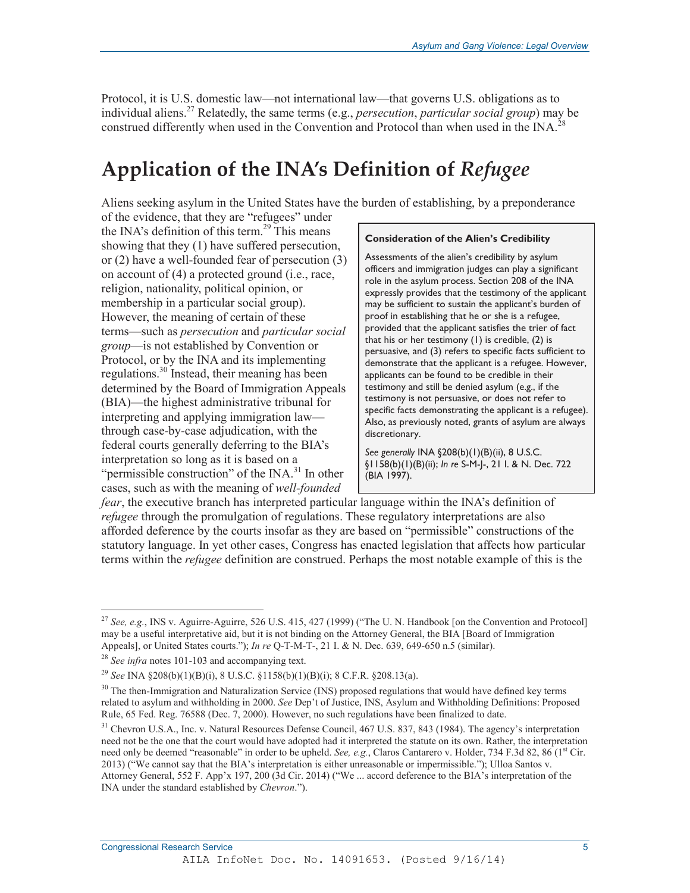Protocol, it is U.S. domestic law—not international law—that governs U.S. obligations as to individual aliens.[27] Relatedly, the same terms (e.g., *persecution*, *particular social group*) may be construed differently when used in the Convention and Protocol than when used in the INA.[28]

# Application of the INA's Definition of *Refugee*

Aliens seeking asylum in the United States have the burden of establishing, by a preponderance of the evidence, that they are "refugees" under the INA's definition of this term.[29] This means showing that they (1) have suffered persecution, or (2) have a well-founded fear of persecution (3) on account of (4) a protected ground (i.e., race, religion, nationality, political opinion, or membership in a particular social group). However, the meaning of certain of these terms—such as *persecution* and *particular social group*—is not established by Convention or Protocol, or by the INA and its implementing regulations.[30] Instead, their meaning has been determined by the Board of Immigration Appeals (BIA)—the highest administrative tribunal for interpreting and applying immigration law—through case-by-case adjudication, with the federal courts generally deferring to the BIA's interpretation so long as it is based on a "permissible construction" of the INA.[31] In other cases, such as with the meaning of *well-founded fear*, the executive branch has interpreted particular language within the INA's definition of *refugee* through the promulgation of regulations. These regulatory interpretations are also afforded deference by the courts insofar as they are based on "permissible" constructions of the statutory language. In yet other cases, Congress has enacted legislation that affects how particular terms within the *refugee* definition are construed. Perhaps the most notable example of this is the

> **Consideration of the Alien's Credibility**
>
> Assessments of the alien's credibility by asylum officers and immigration judges can play a significant role in the asylum process. Section 208 of the INA expressly provides that the testimony of the applicant may be sufficient to sustain the applicant's burden of proof in establishing that he or she is a refugee, provided that the applicant satisfies the trier of fact that his or her testimony (1) is credible, (2) is persuasive, and (3) refers to specific facts sufficient to demonstrate that the applicant is a refugee. However, applicants can be found to be credible in their testimony and still be denied asylum (e.g., if the testimony is not persuasive, or does not refer to specific facts demonstrating the applicant is a refugee). Also, as previously noted, grants of asylum are always discretionary.
>
> *See generally* INA §208(b)(1)(B)(ii), 8 U.S.C. §1158(b)(1)(B)(ii); *In re* S-M-J-, 21 I. & N. Dec. 722 (BIA 1997).

---

[27] *See, e.g.*, INS v. Aguirre-Aguirre, 526 U.S. 415, 427 (1999) ("The U. N. Handbook [on the Convention and Protocol] may be a useful interpretative aid, but it is not binding on the Attorney General, the BIA [Board of Immigration Appeals], or United States courts."); *In re* Q-T-M-T-, 21 I. & N. Dec. 639, 649-650 n.5 (similar).

[28] *See infra* notes 101-103 and accompanying text.

[29] *See* INA §208(b)(1)(B)(i), 8 U.S.C. §1158(b)(1)(B)(i); 8 C.F.R. §208.13(a).

[30] The then-Immigration and Naturalization Service (INS) proposed regulations that would have defined key terms related to asylum and withholding in 2000. *See* Dep't of Justice, INS, Asylum and Withholding Definitions: Proposed Rule, 65 Fed. Reg. 76588 (Dec. 7, 2000). However, no such regulations have been finalized to date.

[31] Chevron U.S.A., Inc. v. Natural Resources Defense Council, 467 U.S. 837, 843 (1984). The agency's interpretation need not be the one that the court would have adopted had it interpreted the statute on its own. Rather, the interpretation need only be deemed "reasonable" in order to be upheld. *See, e.g.*, Claros Cantarero v. Holder, 734 F.3d 82, 86 (1st Cir. 2013) ("We cannot say that the BIA's interpretation is either unreasonable or impermissible."); Ulloa Santos v. Attorney General, 552 F. App'x 197, 200 (3d Cir. 2014) ("We ... accord deference to the BIA's interpretation of the INA under the standard established by *Chevron*.").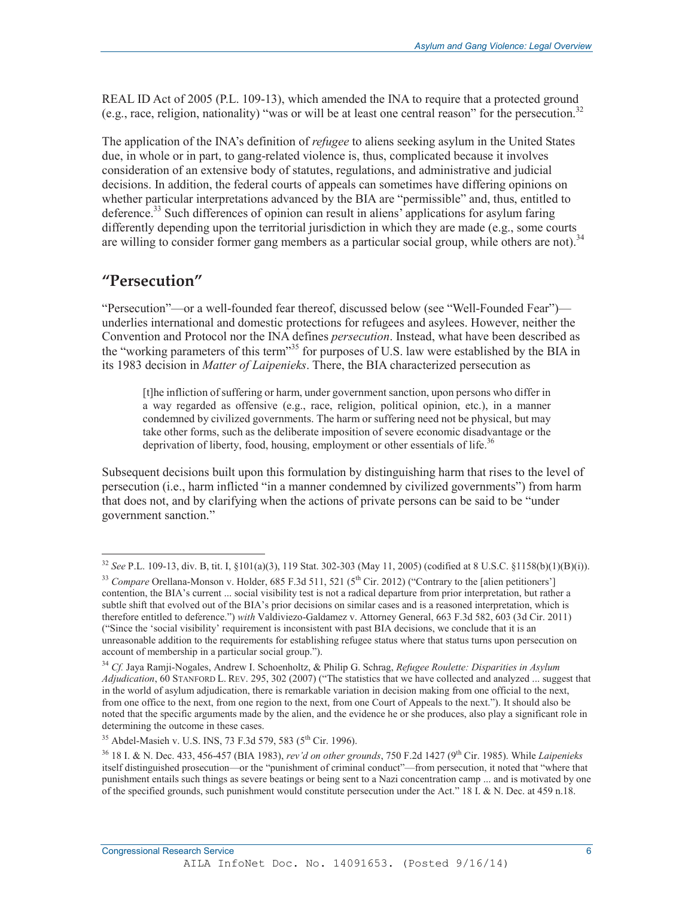REAL ID Act of 2005 (P.L. 109-13), which amended the INA to require that a protected ground (e.g., race, religion, nationality) "was or will be at least one central reason" for the persecution.[32]

The application of the INA's definition of *refugee* to aliens seeking asylum in the United States due, in whole or in part, to gang-related violence is, thus, complicated because it involves consideration of an extensive body of statutes, regulations, and administrative and judicial decisions. In addition, the federal courts of appeals can sometimes have differing opinions on whether particular interpretations advanced by the BIA are "permissible" and, thus, entitled to deference.[33] Such differences of opinion can result in aliens' applications for asylum faring differently depending upon the territorial jurisdiction in which they are made (e.g., some courts are willing to consider former gang members as a particular social group, while others are not).[34]

## "Persecution"

"Persecution"—or a well-founded fear thereof, discussed below (see "Well-Founded Fear")—underlies international and domestic protections for refugees and asylees. However, neither the Convention and Protocol nor the INA defines *persecution*. Instead, what have been described as the "working parameters of this term"[35] for purposes of U.S. law were established by the BIA in its 1983 decision in *Matter of Laipenieks*. There, the BIA characterized persecution as

> [t]he infliction of suffering or harm, under government sanction, upon persons who differ in a way regarded as offensive (e.g., race, religion, political opinion, etc.), in a manner condemned by civilized governments. The harm or suffering need not be physical, but may take other forms, such as the deliberate imposition of severe economic disadvantage or the deprivation of liberty, food, housing, employment or other essentials of life.[36]

Subsequent decisions built upon this formulation by distinguishing harm that rises to the level of persecution (i.e., harm inflicted "in a manner condemned by civilized governments") from harm that does not, and by clarifying when the actions of private persons can be said to be "under government sanction."

---

[32] *See* P.L. 109-13, div. B, tit. I, §101(a)(3), 119 Stat. 302-303 (May 11, 2005) (codified at 8 U.S.C. §1158(b)(1)(B)(i)).

[33] *Compare* Orellana-Monson v. Holder, 685 F.3d 511, 521 (5th Cir. 2012) ("Contrary to the [alien petitioners'] contention, the BIA's current ... social visibility test is not a radical departure from prior interpretation, but rather a subtle shift that evolved out of the BIA's prior decisions on similar cases and is a reasoned interpretation, which is therefore entitled to deference.") *with* Valdiviezo-Galdamez v. Attorney General, 663 F.3d 582, 603 (3d Cir. 2011) ("Since the 'social visibility' requirement is inconsistent with past BIA decisions, we conclude that it is an unreasonable addition to the requirements for establishing refugee status where that status turns upon persecution on account of membership in a particular social group.").

[34] *Cf.* Jaya Ramji-Nogales, Andrew I. Schoenholtz, & Philip G. Schrag, *Refugee Roulette: Disparities in Asylum Adjudication*, 60 STANFORD L. REV. 295, 302 (2007) ("The statistics that we have collected and analyzed ... suggest that in the world of asylum adjudication, there is remarkable variation in decision making from one official to the next, from one office to the next, from one region to the next, from one Court of Appeals to the next."). It should also be noted that the specific arguments made by the alien, and the evidence he or she produces, also play a significant role in determining the outcome in these cases.

[35] Abdel-Masieh v. U.S. INS, 73 F.3d 579, 583 (5th Cir. 1996).

[36] 18 I. & N. Dec. 433, 456-457 (BIA 1983), *rev'd on other grounds*, 750 F.2d 1427 (9th Cir. 1985). While *Laipenieks* itself distinguished prosecution—or the "punishment of criminal conduct"—from persecution, it noted that "where that punishment entails such things as severe beatings or being sent to a Nazi concentration camp ... and is motivated by one of the specified grounds, such punishment would constitute persecution under the Act." 18 I. & N. Dec. at 459 n.18.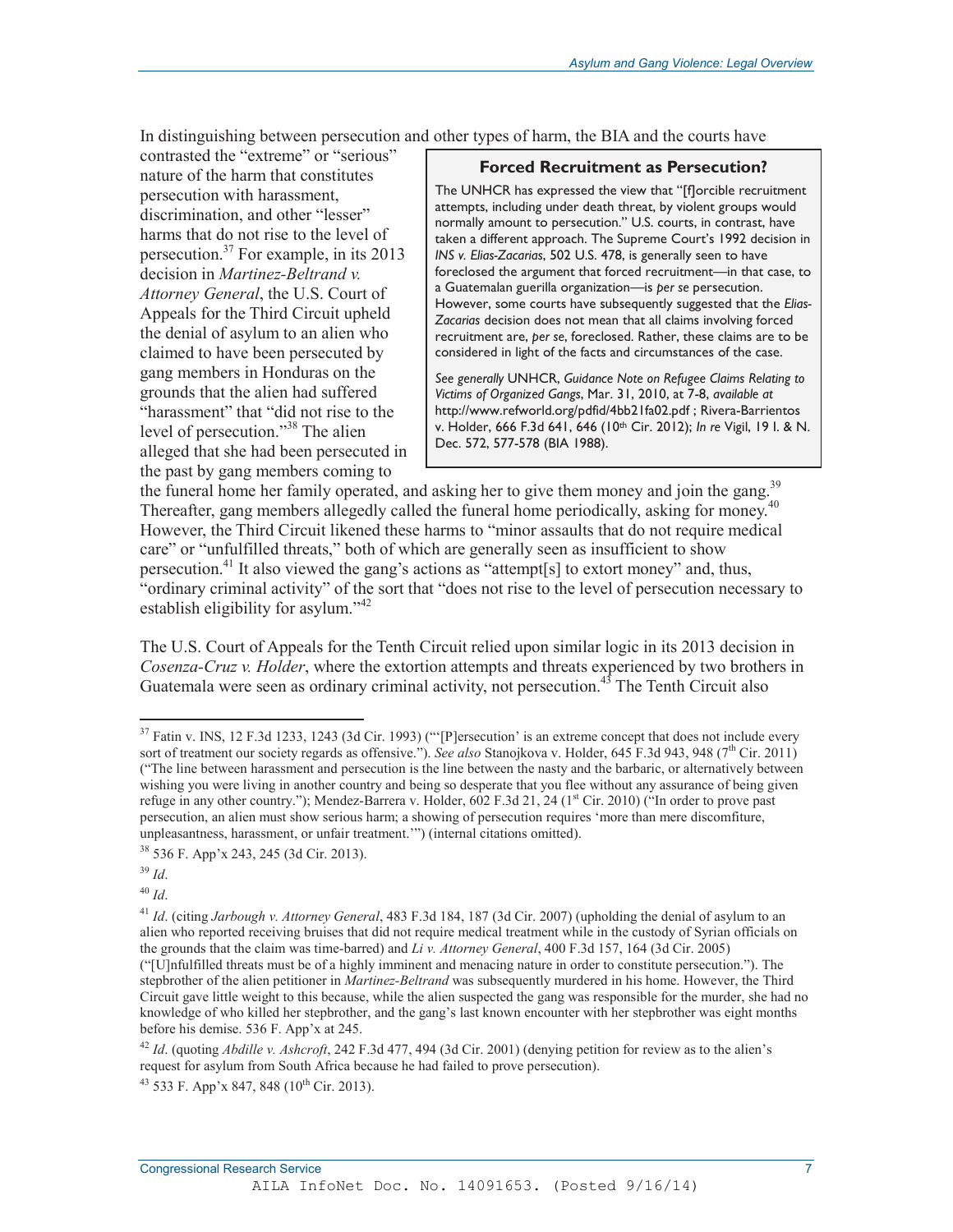In distinguishing between persecution and other types of harm, the BIA and the courts have contrasted the "extreme" or "serious" nature of the harm that constitutes persecution with harassment, discrimination, and other "lesser" harms that do not rise to the level of persecution.[37] For example, in its 2013 decision in *Martinez-Beltrand v. Attorney General*, the U.S. Court of Appeals for the Third Circuit upheld the denial of asylum to an alien who claimed to have been persecuted by gang members in Honduras on the grounds that the alien had suffered "harassment" that "did not rise to the level of persecution."[38] The alien alleged that she had been persecuted in the past by gang members coming to the funeral home her family operated, and asking her to give them money and join the gang.[39] Thereafter, gang members allegedly called the funeral home periodically, asking for money.[40] However, the Third Circuit likened these harms to "minor assaults that do not require medical care" or "unfulfilled threats," both of which are generally seen as insufficient to show persecution.[41] It also viewed the gang's actions as "attempt[s] to extort money" and, thus, "ordinary criminal activity" of the sort that "does not rise to the level of persecution necessary to establish eligibility for asylum."[42]

> **Forced Recruitment as Persecution?**
>
> The UNHCR has expressed the view that "[f]orcible recruitment attempts, including under death threat, by violent groups would normally amount to persecution." U.S. courts, in contrast, have taken a different approach. The Supreme Court's 1992 decision in *INS v. Elias-Zacarias*, 502 U.S. 478, is generally seen to have foreclosed the argument that forced recruitment—in that case, to a Guatemalan guerilla organization—is *per se* persecution. However, some courts have subsequently suggested that the *Elias-Zacarias* decision does not mean that all claims involving forced recruitment are, *per se*, foreclosed. Rather, these claims are to be considered in light of the facts and circumstances of the case.
>
> *See generally* UNHCR, *Guidance Note on Refugee Claims Relating to Victims of Organized Gangs*, Mar. 31, 2010, at 7-8, *available at* http://www.refworld.org/pdfid/4bb21fa02.pdf ; Rivera-Barrientos v. Holder, 666 F.3d 641, 646 (10th Cir. 2012); *In re* Vigil, 19 I. & N. Dec. 572, 577-578 (BIA 1988).

The U.S. Court of Appeals for the Tenth Circuit relied upon similar logic in its 2013 decision in *Cosenza-Cruz v. Holder*, where the extortion attempts and threats experienced by two brothers in Guatemala were seen as ordinary criminal activity, not persecution.[43] The Tenth Circuit also

---

[37] Fatin v. INS, 12 F.3d 1233, 1243 (3d Cir. 1993) ("'[P]ersecution' is an extreme concept that does not include every sort of treatment our society regards as offensive."). *See also* Stanojkova v. Holder, 645 F.3d 943, 948 (7th Cir. 2011) ("The line between harassment and persecution is the line between the nasty and the barbaric, or alternatively between wishing you were living in another country and being so desperate that you flee without any assurance of being given refuge in any other country."); Mendez-Barrera v. Holder, 602 F.3d 21, 24 (1st Cir. 2010) ("In order to prove past persecution, an alien must show serious harm; a showing of persecution requires 'more than mere discomfiture, unpleasantness, harassment, or unfair treatment.'") (internal citations omitted).

[38] 536 F. App'x 243, 245 (3d Cir. 2013).

[39] *Id*.

[40] *Id*.

[41] *Id*. (citing *Jarbough v. Attorney General*, 483 F.3d 184, 187 (3d Cir. 2007) (upholding the denial of asylum to an alien who reported receiving bruises that did not require medical treatment while in the custody of Syrian officials on the grounds that the claim was time-barred) and *Li v. Attorney General*, 400 F.3d 157, 164 (3d Cir. 2005) ("[U]nfulfilled threats must be of a highly imminent and menacing nature in order to constitute persecution."). The stepbrother of the alien petitioner in *Martinez-Beltrand* was subsequently murdered in his home. However, the Third Circuit gave little weight to this because, while the alien suspected the gang was responsible for the murder, she had no knowledge of who killed her stepbrother, and the gang's last known encounter with her stepbrother was eight months before his demise. 536 F. App'x at 245.

[42] *Id*. (quoting *Abdille v. Ashcroft*, 242 F.3d 477, 494 (3d Cir. 2001) (denying petition for review as to the alien's request for asylum from South Africa because he had failed to prove persecution).

[43] 533 F. App'x 847, 848 (10th Cir. 2013).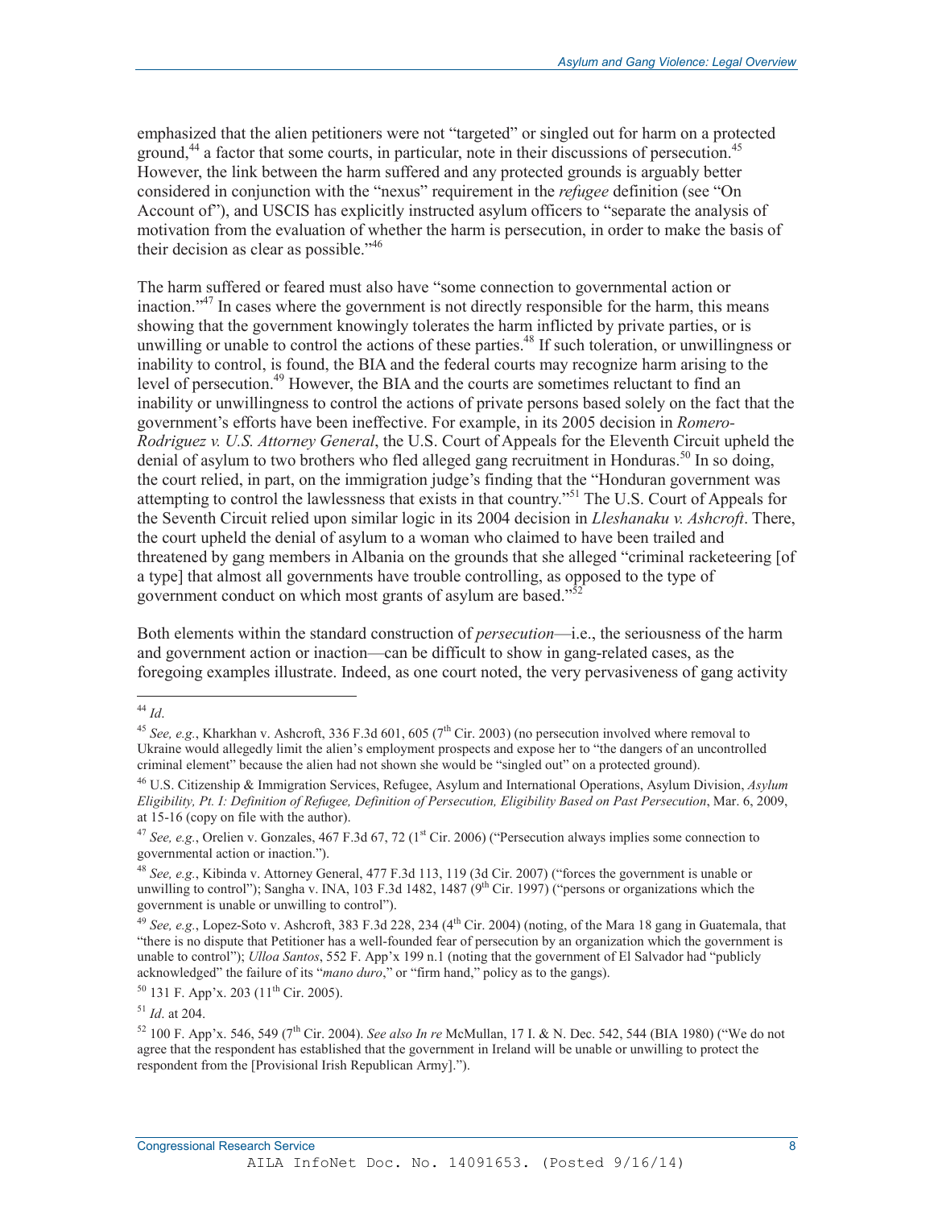emphasized that the alien petitioners were not "targeted" or singled out for harm on a protected ground,[44] a factor that some courts, in particular, note in their discussions of persecution.[45] However, the link between the harm suffered and any protected grounds is arguably better considered in conjunction with the "nexus" requirement in the *refugee* definition (see "On Account of"), and USCIS has explicitly instructed asylum officers to "separate the analysis of motivation from the evaluation of whether the harm is persecution, in order to make the basis of their decision as clear as possible."[46]

The harm suffered or feared must also have "some connection to governmental action or inaction."[47] In cases where the government is not directly responsible for the harm, this means showing that the government knowingly tolerates the harm inflicted by private parties, or is unwilling or unable to control the actions of these parties.[48] If such toleration, or unwillingness or inability to control, is found, the BIA and the federal courts may recognize harm arising to the level of persecution.[49] However, the BIA and the courts are sometimes reluctant to find an inability or unwillingness to control the actions of private persons based solely on the fact that the government's efforts have been ineffective. For example, in its 2005 decision in *Romero-Rodriguez v. U.S. Attorney General*, the U.S. Court of Appeals for the Eleventh Circuit upheld the denial of asylum to two brothers who fled alleged gang recruitment in Honduras.[50] In so doing, the court relied, in part, on the immigration judge's finding that the "Honduran government was attempting to control the lawlessness that exists in that country."[51] The U.S. Court of Appeals for the Seventh Circuit relied upon similar logic in its 2004 decision in *Lleshanaku v. Ashcroft*. There, the court upheld the denial of asylum to a woman who claimed to have been trailed and threatened by gang members in Albania on the grounds that she alleged "criminal racketeering [of a type] that almost all governments have trouble controlling, as opposed to the type of government conduct on which most grants of asylum are based."[52]

Both elements within the standard construction of *persecution*—i.e., the seriousness of the harm and government action or inaction—can be difficult to show in gang-related cases, as the foregoing examples illustrate. Indeed, as one court noted, the very pervasiveness of gang activity

---

[44] *Id*.

[45] *See, e.g.*, Kharkhan v. Ashcroft, 336 F.3d 601, 605 (7th Cir. 2003) (no persecution involved where removal to Ukraine would allegedly limit the alien's employment prospects and expose her to "the dangers of an uncontrolled criminal element" because the alien had not shown she would be "singled out" on a protected ground).

[46] U.S. Citizenship & Immigration Services, Refugee, Asylum and International Operations, Asylum Division, *Asylum Eligibility, Pt. I: Definition of Refugee, Definition of Persecution, Eligibility Based on Past Persecution*, Mar. 6, 2009, at 15-16 (copy on file with the author).

[47] *See, e.g.*, Orelien v. Gonzales, 467 F.3d 67, 72 (1st Cir. 2006) ("Persecution always implies some connection to governmental action or inaction.").

[48] *See, e.g.*, Kibinda v. Attorney General, 477 F.3d 113, 119 (3d Cir. 2007) ("forces the government is unable or unwilling to control"); Sangha v. INA, 103 F.3d 1482, 1487 (9th Cir. 1997) ("persons or organizations which the government is unable or unwilling to control").

[49] *See, e.g.*, Lopez-Soto v. Ashcroft, 383 F.3d 228, 234 (4th Cir. 2004) (noting, of the Mara 18 gang in Guatemala, that "there is no dispute that Petitioner has a well-founded fear of persecution by an organization which the government is unable to control"); *Ulloa Santos*, 552 F. App'x 199 n.1 (noting that the government of El Salvador had "publicly acknowledged" the failure of its "*mano duro*," or "firm hand," policy as to the gangs).

[50] 131 F. App'x. 203 (11th Cir. 2005).

[51] *Id*. at 204.

[52] 100 F. App'x. 546, 549 (7th Cir. 2004). *See also In re* McMullan, 17 I. & N. Dec. 542, 544 (BIA 1980) ("We do not agree that the respondent has established that the government in Ireland will be unable or unwilling to protect the respondent from the [Provisional Irish Republican Army].").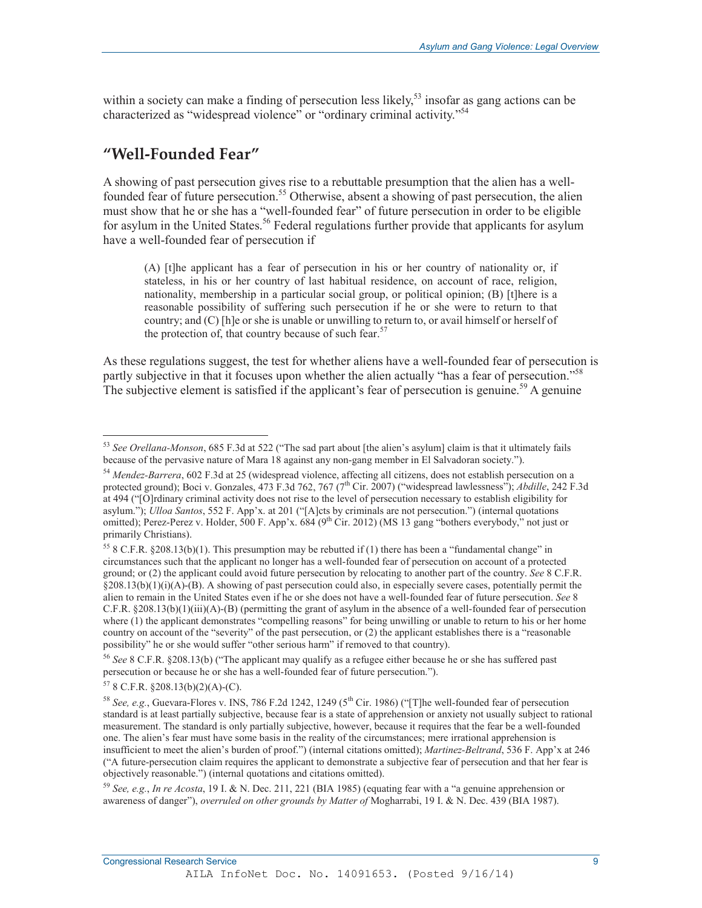within a society can make a finding of persecution less likely,[53] insofar as gang actions can be characterized as "widespread violence" or "ordinary criminal activity."[54]

## "Well-Founded Fear"

A showing of past persecution gives rise to a rebuttable presumption that the alien has a well-founded fear of future persecution.[55] Otherwise, absent a showing of past persecution, the alien must show that he or she has a "well-founded fear" of future persecution in order to be eligible for asylum in the United States.[56] Federal regulations further provide that applicants for asylum have a well-founded fear of persecution if

> (A) [t]he applicant has a fear of persecution in his or her country of nationality or, if stateless, in his or her country of last habitual residence, on account of race, religion, nationality, membership in a particular social group, or political opinion; (B) [t]here is a reasonable possibility of suffering such persecution if he or she were to return to that country; and (C) [h]e or she is unable or unwilling to return to, or avail himself or herself of the protection of, that country because of such fear.[57]

As these regulations suggest, the test for whether aliens have a well-founded fear of persecution is partly subjective in that it focuses upon whether the alien actually "has a fear of persecution."[58] The subjective element is satisfied if the applicant's fear of persecution is genuine.[59] A genuine

---

[53] *See Orellana-Monson*, 685 F.3d at 522 ("The sad part about [the alien's asylum] claim is that it ultimately fails because of the pervasive nature of Mara 18 against any non-gang member in El Salvadoran society.").

[54] *Mendez-Barrera*, 602 F.3d at 25 (widespread violence, affecting all citizens, does not establish persecution on a protected ground); Boci v. Gonzales, 473 F.3d 762, 767 (7th Cir. 2007) ("widespread lawlessness"); *Abdille*, 242 F.3d at 494 ("[O]rdinary criminal activity does not rise to the level of persecution necessary to establish eligibility for asylum."); *Ulloa Santos*, 552 F. App'x. at 201 ("[A]cts by criminals are not persecution.") (internal quotations omitted); Perez-Perez v. Holder, 500 F. App'x. 684 (9th Cir. 2012) (MS 13 gang "bothers everybody," not just or primarily Christians).

[55] 8 C.F.R. §208.13(b)(1). This presumption may be rebutted if (1) there has been a "fundamental change" in circumstances such that the applicant no longer has a well-founded fear of persecution on account of a protected ground; or (2) the applicant could avoid future persecution by relocating to another part of the country. *See* 8 C.F.R. §208.13(b)(1)(i)(A)-(B). A showing of past persecution could also, in especially severe cases, potentially permit the alien to remain in the United States even if he or she does not have a well-founded fear of future persecution. *See* 8 C.F.R. §208.13(b)(1)(iii)(A)-(B) (permitting the grant of asylum in the absence of a well-founded fear of persecution where (1) the applicant demonstrates "compelling reasons" for being unwilling or unable to return to his or her home country on account of the "severity" of the past persecution, or (2) the applicant establishes there is a "reasonable possibility" he or she would suffer "other serious harm" if removed to that country).

[56] *See* 8 C.F.R. §208.13(b) ("The applicant may qualify as a refugee either because he or she has suffered past persecution or because he or she has a well-founded fear of future persecution.").

[57] 8 C.F.R. §208.13(b)(2)(A)-(C).

[58] *See, e.g.*, Guevara-Flores v. INS, 786 F.2d 1242, 1249 (5th Cir. 1986) ("[T]he well-founded fear of persecution standard is at least partially subjective, because fear is a state of apprehension or anxiety not usually subject to rational measurement. The standard is only partially subjective, however, because it requires that the fear be a well-founded one. The alien's fear must have some basis in the reality of the circumstances; mere irrational apprehension is insufficient to meet the alien's burden of proof.") (internal citations omitted); *Martinez-Beltrand*, 536 F. App'x at 246 ("A future-persecution claim requires the applicant to demonstrate a subjective fear of persecution and that her fear is objectively reasonable.") (internal quotations and citations omitted).

[59] *See, e.g.*, *In re Acosta*, 19 I. & N. Dec. 211, 221 (BIA 1985) (equating fear with a "a genuine apprehension or awareness of danger"), *overruled on other grounds by Matter of* Mogharrabi, 19 I. & N. Dec. 439 (BIA 1987).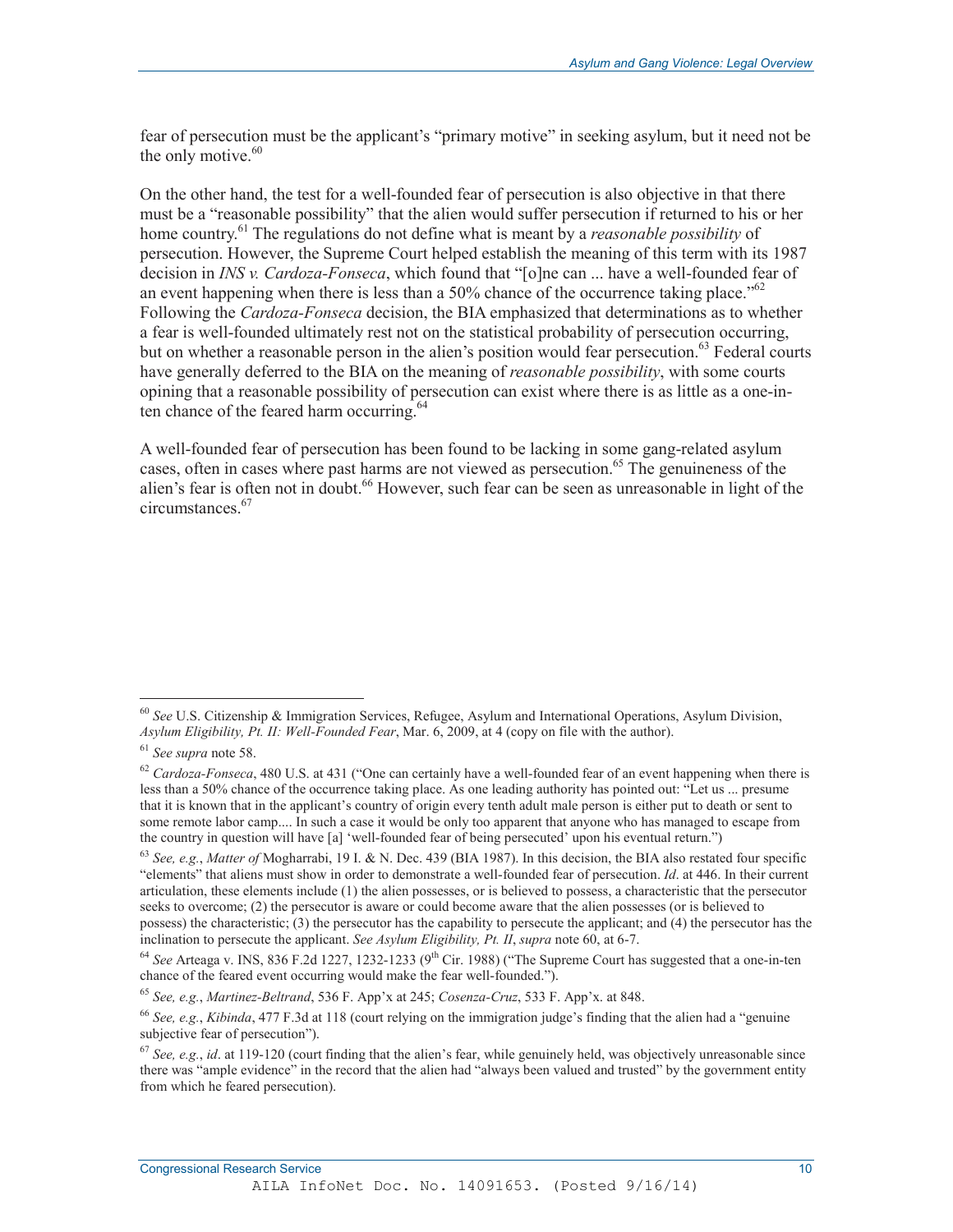fear of persecution must be the applicant's "primary motive" in seeking asylum, but it need not be the only motive.[60]

On the other hand, the test for a well-founded fear of persecution is also objective in that there must be a "reasonable possibility" that the alien would suffer persecution if returned to his or her home country.[61] The regulations do not define what is meant by a *reasonable possibility* of persecution. However, the Supreme Court helped establish the meaning of this term with its 1987 decision in *INS v. Cardoza-Fonseca*, which found that "[o]ne can ... have a well-founded fear of an event happening when there is less than a 50% chance of the occurrence taking place."[62] Following the *Cardoza-Fonseca* decision, the BIA emphasized that determinations as to whether a fear is well-founded ultimately rest not on the statistical probability of persecution occurring, but on whether a reasonable person in the alien's position would fear persecution.[63] Federal courts have generally deferred to the BIA on the meaning of *reasonable possibility*, with some courts opining that a reasonable possibility of persecution can exist where there is as little as a one-in-ten chance of the feared harm occurring.[64]

A well-founded fear of persecution has been found to be lacking in some gang-related asylum cases, often in cases where past harms are not viewed as persecution.[65] The genuineness of the alien's fear is often not in doubt.[66] However, such fear can be seen as unreasonable in light of the circumstances.[67]

---

[60] *See* U.S. Citizenship & Immigration Services, Refugee, Asylum and International Operations, Asylum Division, *Asylum Eligibility, Pt. II: Well-Founded Fear*, Mar. 6, 2009, at 4 (copy on file with the author).

[61] *See supra* note 58.

[62] *Cardoza-Fonseca*, 480 U.S. at 431 ("One can certainly have a well-founded fear of an event happening when there is less than a 50% chance of the occurrence taking place. As one leading authority has pointed out: "Let us ... presume that it is known that in the applicant's country of origin every tenth adult male person is either put to death or sent to some remote labor camp.... In such a case it would be only too apparent that anyone who has managed to escape from the country in question will have [a] 'well-founded fear of being persecuted' upon his eventual return.")

[63] *See, e.g.*, *Matter of* Mogharrabi, 19 I. & N. Dec. 439 (BIA 1987). In this decision, the BIA also restated four specific "elements" that aliens must show in order to demonstrate a well-founded fear of persecution. *Id*. at 446. In their current articulation, these elements include (1) the alien possesses, or is believed to possess, a characteristic that the persecutor seeks to overcome; (2) the persecutor is aware or could become aware that the alien possesses (or is believed to possess) the characteristic; (3) the persecutor has the capability to persecute the applicant; and (4) the persecutor has the inclination to persecute the applicant. *See Asylum Eligibility, Pt. II*, *supra* note 60, at 6-7.

[64] *See* Arteaga v. INS, 836 F.2d 1227, 1232-1233 (9th Cir. 1988) ("The Supreme Court has suggested that a one-in-ten chance of the feared event occurring would make the fear well-founded.").

[65] *See, e.g.*, *Martinez-Beltrand*, 536 F. App'x at 245; *Cosenza-Cruz*, 533 F. App'x. at 848.

[66] *See, e.g.*, *Kibinda*, 477 F.3d at 118 (court relying on the immigration judge's finding that the alien had a "genuine subjective fear of persecution").

[67] *See, e.g.*, *id*. at 119-120 (court finding that the alien's fear, while genuinely held, was objectively unreasonable since there was "ample evidence" in the record that the alien had "always been valued and trusted" by the government entity from which he feared persecution).

AILA InfoNet Doc. No. 14091653. (Posted 9/16/14)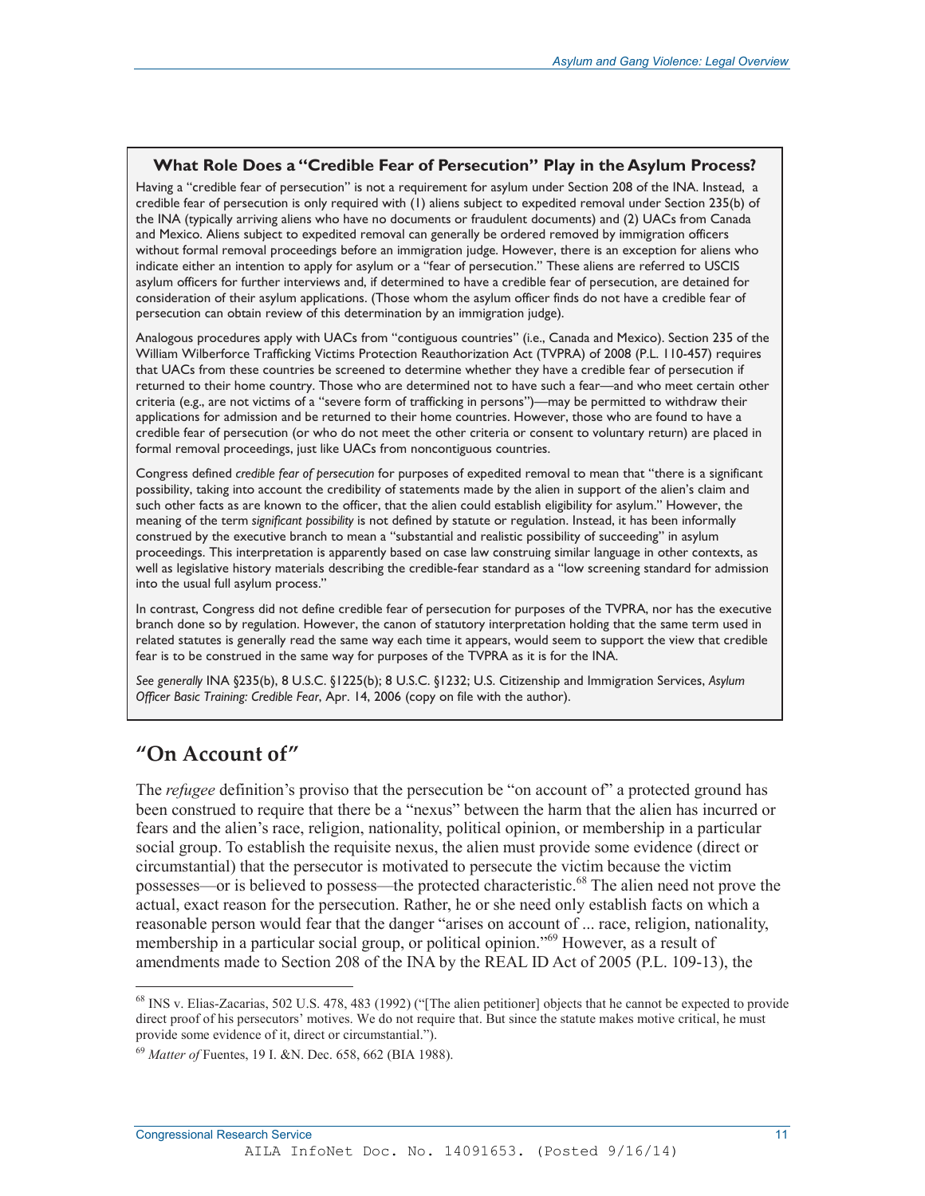### What Role Does a "Credible Fear of Persecution" Play in the Asylum Process?

Having a "credible fear of persecution" is not a requirement for asylum under Section 208 of the INA. Instead, a credible fear of persecution is only required with (1) aliens subject to expedited removal under Section 235(b) of the INA (typically arriving aliens who have no documents or fraudulent documents) and (2) UACs from Canada and Mexico. Aliens subject to expedited removal can generally be ordered removed by immigration officers without formal removal proceedings before an immigration judge. However, there is an exception for aliens who indicate either an intention to apply for asylum or a "fear of persecution." These aliens are referred to USCIS asylum officers for further interviews and, if determined to have a credible fear of persecution, are detained for consideration of their asylum applications. (Those whom the asylum officer finds do not have a credible fear of persecution can obtain review of this determination by an immigration judge).

Analogous procedures apply with UACs from "contiguous countries" (i.e., Canada and Mexico). Section 235 of the William Wilberforce Trafficking Victims Protection Reauthorization Act (TVPRA) of 2008 (P.L. 110-457) requires that UACs from these countries be screened to determine whether they have a credible fear of persecution if returned to their home country. Those who are determined not to have such a fear—and who meet certain other criteria (e.g., are not victims of a "severe form of trafficking in persons")—may be permitted to withdraw their applications for admission and be returned to their home countries. However, those who are found to have a credible fear of persecution (or who do not meet the other criteria or consent to voluntary return) are placed in formal removal proceedings, just like UACs from noncontiguous countries.

Congress defined *credible fear of persecution* for purposes of expedited removal to mean that "there is a significant possibility, taking into account the credibility of statements made by the alien in support of the alien's claim and such other facts as are known to the officer, that the alien could establish eligibility for asylum." However, the meaning of the term *significant possibility* is not defined by statute or regulation. Instead, it has been informally construed by the executive branch to mean a "substantial and realistic possibility of succeeding" in asylum proceedings. This interpretation is apparently based on case law construing similar language in other contexts, as well as legislative history materials describing the credible-fear standard as a "low screening standard for admission into the usual full asylum process."

In contrast, Congress did not define credible fear of persecution for purposes of the TVPRA, nor has the executive branch done so by regulation. However, the canon of statutory interpretation holding that the same term used in related statutes is generally read the same way each time it appears, would seem to support the view that credible fear is to be construed in the same way for purposes of the TVPRA as it is for the INA.

*See generally* INA §235(b), 8 U.S.C. §1225(b); 8 U.S.C. §1232; U.S. Citizenship and Immigration Services, *Asylum Officer Basic Training: Credible Fear*, Apr. 14, 2006 (copy on file with the author).

## "On Account of"

The *refugee* definition's proviso that the persecution be "on account of" a protected ground has been construed to require that there be a "nexus" between the harm that the alien has incurred or fears and the alien's race, religion, nationality, political opinion, or membership in a particular social group. To establish the requisite nexus, the alien must provide some evidence (direct or circumstantial) that the persecutor is motivated to persecute the victim because the victim possesses—or is believed to possess—the protected characteristic.[68] The alien need not prove the actual, exact reason for the persecution. Rather, he or she need only establish facts on which a reasonable person would fear that the danger "arises on account of ... race, religion, nationality, membership in a particular social group, or political opinion."[69] However, as a result of amendments made to Section 208 of the INA by the REAL ID Act of 2005 (P.L. 109-13), the

---

[68] INS v. Elias-Zacarias, 502 U.S. 478, 483 (1992) ("[The alien petitioner] objects that he cannot be expected to provide direct proof of his persecutors' motives. We do not require that. But since the statute makes motive critical, he must provide some evidence of it, direct or circumstantial.").

[69] *Matter of* Fuentes, 19 I. &N. Dec. 658, 662 (BIA 1988).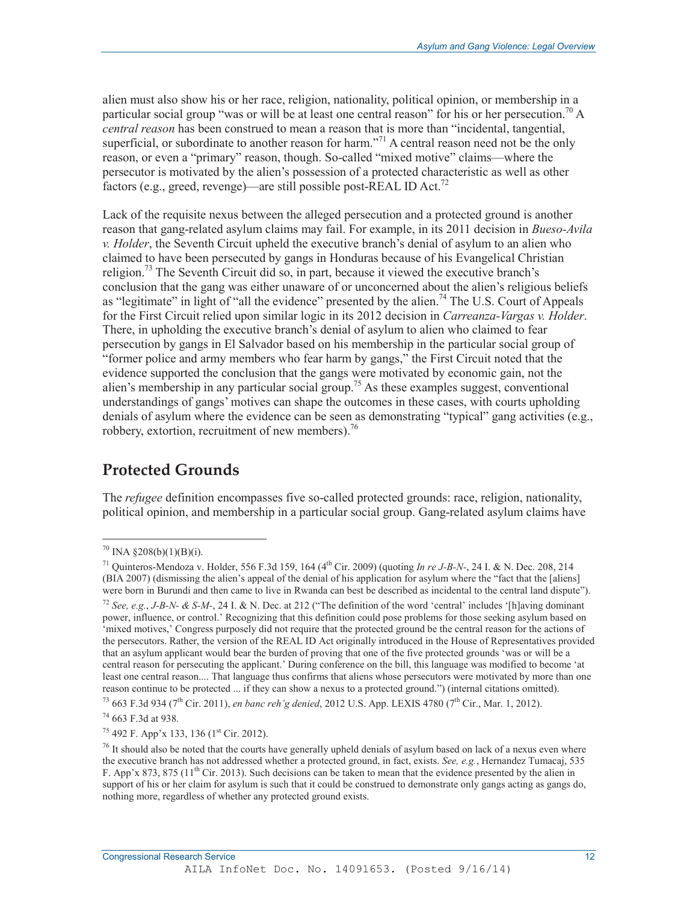alien must also show his or her race, religion, nationality, political opinion, or membership in a particular social group "was or will be at least one central reason" for his or her persecution.[70] A *central reason* has been construed to mean a reason that is more than "incidental, tangential, superficial, or subordinate to another reason for harm."[71] A central reason need not be the only reason, or even a "primary" reason, though. So-called "mixed motive" claims—where the persecutor is motivated by the alien's possession of a protected characteristic as well as other factors (e.g., greed, revenge)—are still possible post-REAL ID Act.[72]

Lack of the requisite nexus between the alleged persecution and a protected ground is another reason that gang-related asylum claims may fail. For example, in its 2011 decision in *Bueso-Avila v. Holder*, the Seventh Circuit upheld the executive branch's denial of asylum to an alien who claimed to have been persecuted by gangs in Honduras because of his Evangelical Christian religion.[73] The Seventh Circuit did so, in part, because it viewed the executive branch's conclusion that the gang was either unaware of or unconcerned about the alien's religious beliefs as "legitimate" in light of "all the evidence" presented by the alien.[74] The U.S. Court of Appeals for the First Circuit relied upon similar logic in its 2012 decision in *Carreanza-Vargas v. Holder*. There, in upholding the executive branch's denial of asylum to alien who claimed to fear persecution by gangs in El Salvador based on his membership in the particular social group of "former police and army members who fear harm by gangs," the First Circuit noted that the evidence supported the conclusion that the gangs were motivated by economic gain, not the alien's membership in any particular social group.[75] As these examples suggest, conventional understandings of gangs' motives can shape the outcomes in these cases, with courts upholding denials of asylum where the evidence can be seen as demonstrating "typical" gang activities (e.g., robbery, extortion, recruitment of new members).[76]

## Protected Grounds

The *refugee* definition encompasses five so-called protected grounds: race, religion, nationality, political opinion, and membership in a particular social group. Gang-related asylum claims have

---

[70] INA §208(b)(1)(B)(i).

[71] Quinteros-Mendoza v. Holder, 556 F.3d 159, 164 (4th Cir. 2009) (quoting *In re J-B-N-*, 24 I. & N. Dec. 208, 214 (BIA 2007) (dismissing the alien's appeal of the denial of his application for asylum where the "fact that the [aliens] were born in Burundi and then came to live in Rwanda can best be described as incidental to the central land dispute").

[72] *See, e.g.*, *J-B-N- & S-M-*, 24 I. & N. Dec. at 212 ("The definition of the word 'central' includes '[h]aving dominant power, influence, or control.' Recognizing that this definition could pose problems for those seeking asylum based on 'mixed motives,' Congress purposely did not require that the protected ground be the central reason for the actions of the persecutors. Rather, the version of the REAL ID Act originally introduced in the House of Representatives provided that an asylum applicant would bear the burden of proving that one of the five protected grounds 'was or will be a central reason for persecuting the applicant.' During conference on the bill, this language was modified to become 'at least one central reason.... That language thus confirms that aliens whose persecutors were motivated by more than one reason continue to be protected ... if they can show a nexus to a protected ground.") (internal citations omitted).

[73] 663 F.3d 934 (7th Cir. 2011), *en banc reh'g denied*, 2012 U.S. App. LEXIS 4780 (7th Cir., Mar. 1, 2012).

[74] 663 F.3d at 938.

[75] 492 F. App'x 133, 136 (1st Cir. 2012).

[76] It should also be noted that the courts have generally upheld denials of asylum based on lack of a nexus even where the executive branch has not addressed whether a protected ground, in fact, exists. *See, e.g.*, Hernandez Tumacaj, 535 F. App'x 873, 875 (11th Cir. 2013). Such decisions can be taken to mean that the evidence presented by the alien in support of his or her claim for asylum is such that it could be construed to demonstrate only gangs acting as gangs do, nothing more, regardless of whether any protected ground exists.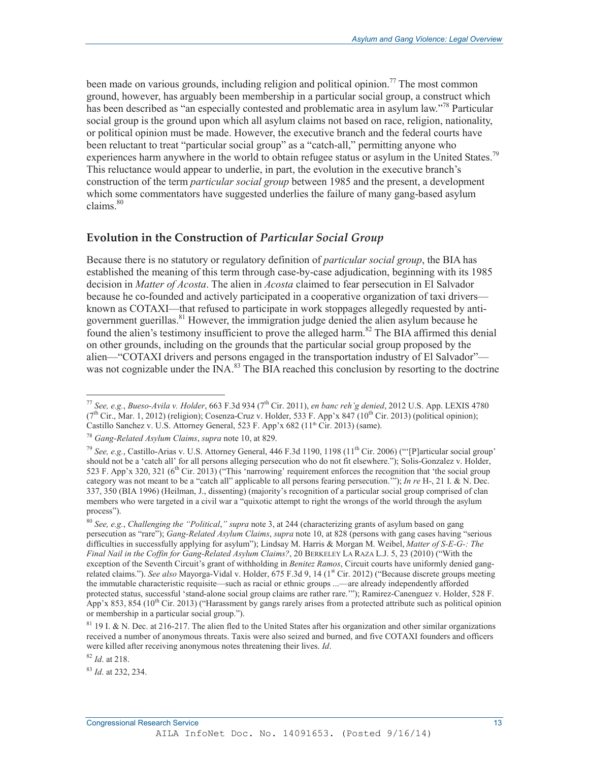been made on various grounds, including religion and political opinion.[77] The most common ground, however, has arguably been membership in a particular social group, a construct which has been described as "an especially contested and problematic area in asylum law."[78] Particular social group is the ground upon which all asylum claims not based on race, religion, nationality, or political opinion must be made. However, the executive branch and the federal courts have been reluctant to treat "particular social group" as a "catch-all," permitting anyone who experiences harm anywhere in the world to obtain refugee status or asylum in the United States.[79] This reluctance would appear to underlie, in part, the evolution in the executive branch's construction of the term *particular social group* between 1985 and the present, a development which some commentators have suggested underlies the failure of many gang-based asylum claims.[80]

## Evolution in the Construction of *Particular Social Group*

Because there is no statutory or regulatory definition of *particular social group*, the BIA has established the meaning of this term through case-by-case adjudication, beginning with its 1985 decision in *Matter of Acosta*. The alien in *Acosta* claimed to fear persecution in El Salvador because he co-founded and actively participated in a cooperative organization of taxi drivers—known as COTAXI—that refused to participate in work stoppages allegedly requested by anti-government guerillas.[81] However, the immigration judge denied the alien asylum because he found the alien's testimony insufficient to prove the alleged harm.[82] The BIA affirmed this denial on other grounds, including on the grounds that the particular social group proposed by the alien—"COTAXI drivers and persons engaged in the transportation industry of El Salvador"—was not cognizable under the INA.[83] The BIA reached this conclusion by resorting to the doctrine

---

[77] *See, e.g.*, *Bueso-Avila v. Holder*, 663 F.3d 934 (7th Cir. 2011), *en banc reh'g denied*, 2012 U.S. App. LEXIS 4780 (7th Cir., Mar. 1, 2012) (religion); Cosenza-Cruz v. Holder, 533 F. App'x 847 (10th Cir. 2013) (political opinion); Castillo Sanchez v. U.S. Attorney General, 523 F. App'x 682 (11th Cir. 2013) (same).

[78] *Gang-Related Asylum Claims*, *supra* note 10, at 829.

[79] *See, e.g.*, Castillo-Arias v. U.S. Attorney General, 446 F.3d 1190, 1198 (11th Cir. 2006) ("'[P]articular social group' should not be a 'catch all' for all persons alleging persecution who do not fit elsewhere."); Solis-Gonzalez v. Holder, 523 F. App'x 320, 321 (6th Cir. 2013) ("This 'narrowing' requirement enforces the recognition that 'the social group category was not meant to be a "catch all" applicable to all persons fearing persecution.'"); *In re* H-, 21 I. & N. Dec. 337, 350 (BIA 1996) (Heilman, J., dissenting) (majority's recognition of a particular social group comprised of clan members who were targeted in a civil war a "quixotic attempt to right the wrongs of the world through the asylum process").

[80] *See, e.g.*, *Challenging the "Political*,*" supra* note 3, at 244 (characterizing grants of asylum based on gang persecution as "rare"); *Gang-Related Asylum Claims*, *supra* note 10, at 828 (persons with gang cases having "serious difficulties in successfully applying for asylum"); Lindsay M. Harris & Morgan M. Weibel, *Matter of S-E-G-: The Final Nail in the Coffin for Gang-Related Asylum Claims?*, 20 BERKELEY LA RAZA L.J. 5, 23 (2010) ("With the exception of the Seventh Circuit's grant of withholding in *Benitez Ramos*, Circuit courts have uniformly denied gang-related claims."). *See also* Mayorga-Vidal v. Holder, 675 F.3d 9, 14 (1st Cir. 2012) ("Because discrete groups meeting the immutable characteristic requisite—such as racial or ethnic groups ...—are already independently afforded protected status, successful 'stand-alone social group claims are rather rare.'"); Ramirez-Canenguez v. Holder, 528 F. App'x 853, 854 (10th Cir. 2013) ("Harassment by gangs rarely arises from a protected attribute such as political opinion or membership in a particular social group.").

[81] 19 I. & N. Dec. at 216-217. The alien fled to the United States after his organization and other similar organizations received a number of anonymous threats. Taxis were also seized and burned, and five COTAXI founders and officers were killed after receiving anonymous notes threatening their lives. *Id*.

[82] *Id*. at 218.

[83] *Id*. at 232, 234.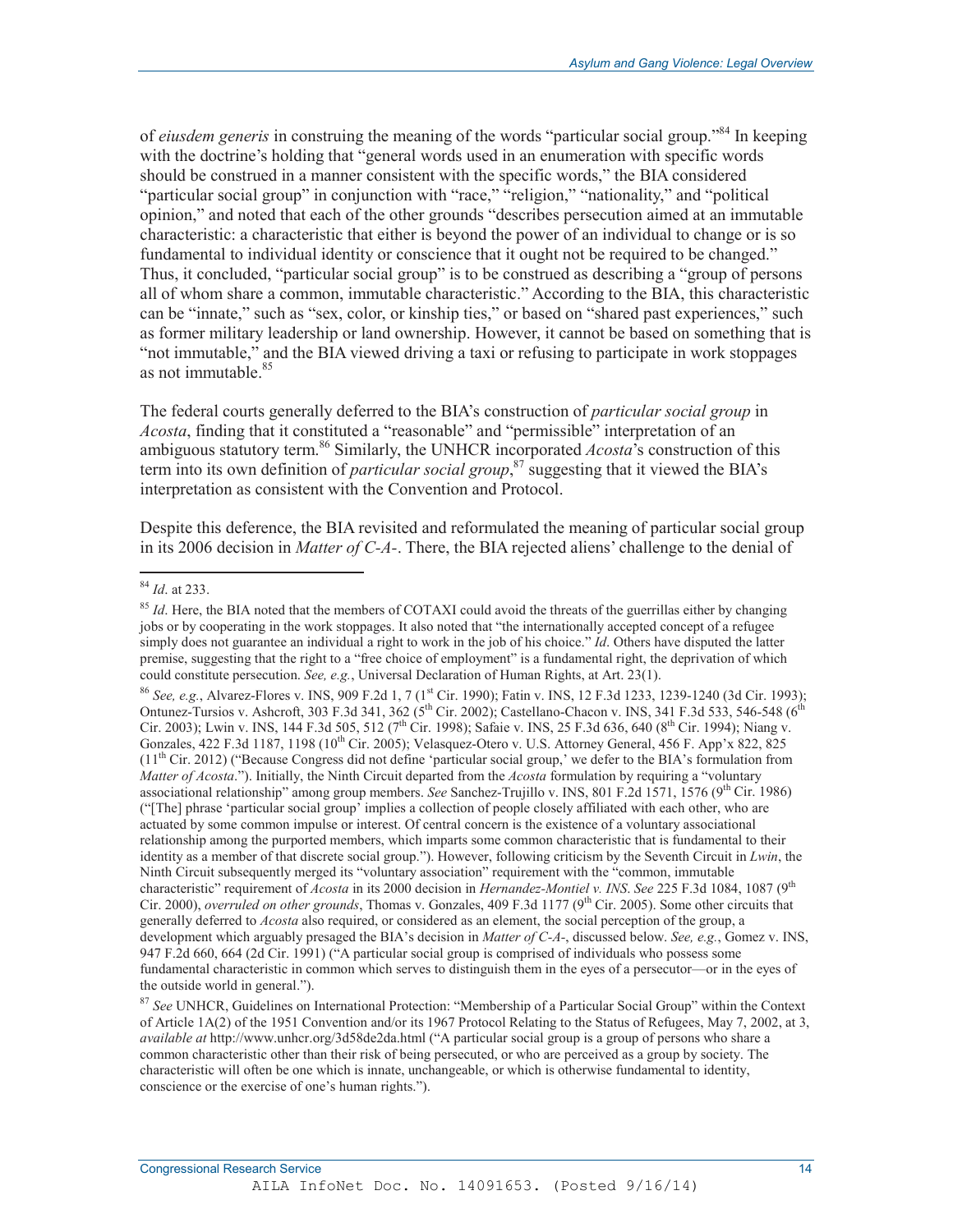of *eiusdem generis* in construing the meaning of the words "particular social group."[84] In keeping with the doctrine's holding that "general words used in an enumeration with specific words should be construed in a manner consistent with the specific words," the BIA considered "particular social group" in conjunction with "race," "religion," "nationality," and "political opinion," and noted that each of the other grounds "describes persecution aimed at an immutable characteristic: a characteristic that either is beyond the power of an individual to change or is so fundamental to individual identity or conscience that it ought not be required to be changed." Thus, it concluded, "particular social group" is to be construed as describing a "group of persons all of whom share a common, immutable characteristic." According to the BIA, this characteristic can be "innate," such as "sex, color, or kinship ties," or based on "shared past experiences," such as former military leadership or land ownership. However, it cannot be based on something that is "not immutable," and the BIA viewed driving a taxi or refusing to participate in work stoppages as not immutable.[85]

The federal courts generally deferred to the BIA's construction of *particular social group* in *Acosta*, finding that it constituted a "reasonable" and "permissible" interpretation of an ambiguous statutory term.[86] Similarly, the UNHCR incorporated *Acosta*'s construction of this term into its own definition of *particular social group*,[87] suggesting that it viewed the BIA's interpretation as consistent with the Convention and Protocol.

Despite this deference, the BIA revisited and reformulated the meaning of particular social group in its 2006 decision in *Matter of C-A-*. There, the BIA rejected aliens' challenge to the denial of

---

[84] *Id*. at 233.

[85] *Id*. Here, the BIA noted that the members of COTAXI could avoid the threats of the guerrillas either by changing jobs or by cooperating in the work stoppages. It also noted that "the internationally accepted concept of a refugee simply does not guarantee an individual a right to work in the job of his choice." *Id*. Others have disputed the latter premise, suggesting that the right to a "free choice of employment" is a fundamental right, the deprivation of which could constitute persecution. *See, e.g.*, Universal Declaration of Human Rights, at Art. 23(1).

[86] *See, e.g.*, Alvarez-Flores v. INS, 909 F.2d 1, 7 (1st Cir. 1990); Fatin v. INS, 12 F.3d 1233, 1239-1240 (3d Cir. 1993); Ontunez-Tursios v. Ashcroft, 303 F.3d 341, 362 (5th Cir. 2002); Castellano-Chacon v. INS, 341 F.3d 533, 546-548 (6th Cir. 2003); Lwin v. INS, 144 F.3d 505, 512 (7th Cir. 1998); Safaie v. INS, 25 F.3d 636, 640 (8th Cir. 1994); Niang v. Gonzales, 422 F.3d 1187, 1198 (10th Cir. 2005); Velasquez-Otero v. U.S. Attorney General, 456 F. App'x 822, 825 (11th Cir. 2012) ("Because Congress did not define 'particular social group,' we defer to the BIA's formulation from *Matter of Acosta*."). Initially, the Ninth Circuit departed from the *Acosta* formulation by requiring a "voluntary associational relationship" among group members. *See* Sanchez-Trujillo v. INS, 801 F.2d 1571, 1576 (9th Cir. 1986) ("[The] phrase 'particular social group' implies a collection of people closely affiliated with each other, who are actuated by some common impulse or interest. Of central concern is the existence of a voluntary associational relationship among the purported members, which imparts some common characteristic that is fundamental to their identity as a member of that discrete social group."). However, following criticism by the Seventh Circuit in *Lwin*, the Ninth Circuit subsequently merged its "voluntary association" requirement with the "common, immutable characteristic" requirement of *Acosta* in its 2000 decision in *Hernandez-Montiel v. INS*. *See* 225 F.3d 1084, 1087 (9th Cir. 2000), *overruled on other grounds*, Thomas v. Gonzales, 409 F.3d 1177 (9th Cir. 2005). Some other circuits that generally deferred to *Acosta* also required, or considered as an element, the social perception of the group, a development which arguably presaged the BIA's decision in *Matter of C-A-*, discussed below. *See, e.g.*, Gomez v. INS, 947 F.2d 660, 664 (2d Cir. 1991) ("A particular social group is comprised of individuals who possess some fundamental characteristic in common which serves to distinguish them in the eyes of a persecutor—or in the eyes of the outside world in general.").

[87] *See* UNHCR, Guidelines on International Protection: "Membership of a Particular Social Group" within the Context of Article 1A(2) of the 1951 Convention and/or its 1967 Protocol Relating to the Status of Refugees, May 7, 2002, at 3, *available at* http://www.unhcr.org/3d58de2da.html ("A particular social group is a group of persons who share a common characteristic other than their risk of being persecuted, or who are perceived as a group by society. The characteristic will often be one which is innate, unchangeable, or which is otherwise fundamental to identity, conscience or the exercise of one's human rights.").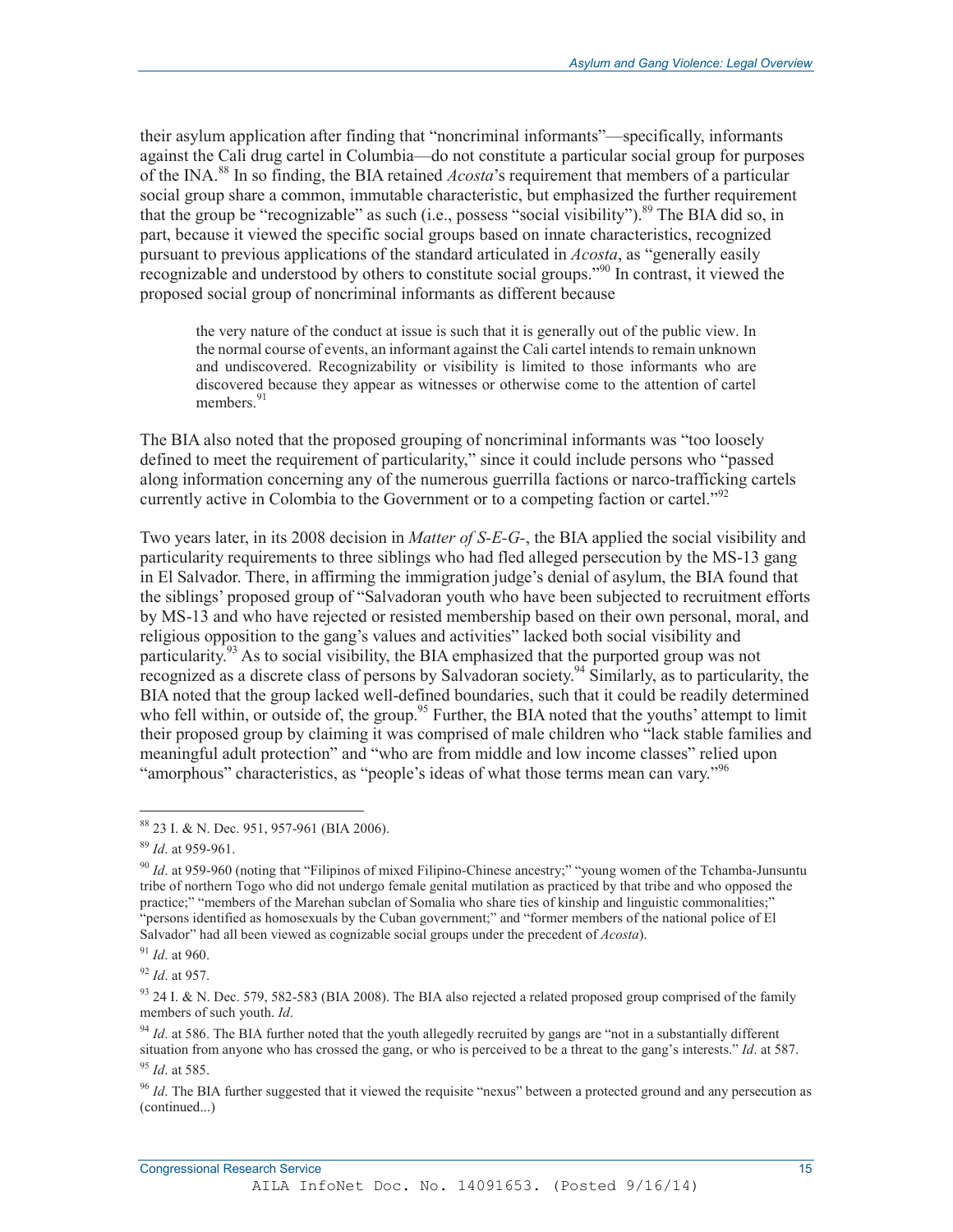their asylum application after finding that "noncriminal informants"—specifically, informants against the Cali drug cartel in Columbia—do not constitute a particular social group for purposes of the INA.[88] In so finding, the BIA retained *Acosta*'s requirement that members of a particular social group share a common, immutable characteristic, but emphasized the further requirement that the group be "recognizable" as such (i.e., possess "social visibility").[89] The BIA did so, in part, because it viewed the specific social groups based on innate characteristics, recognized pursuant to previous applications of the standard articulated in *Acosta*, as "generally easily recognizable and understood by others to constitute social groups."[90] In contrast, it viewed the proposed social group of noncriminal informants as different because

> the very nature of the conduct at issue is such that it is generally out of the public view. In the normal course of events, an informant against the Cali cartel intends to remain unknown and undiscovered. Recognizability or visibility is limited to those informants who are discovered because they appear as witnesses or otherwise come to the attention of cartel members.[91]

The BIA also noted that the proposed grouping of noncriminal informants was "too loosely defined to meet the requirement of particularity," since it could include persons who "passed along information concerning any of the numerous guerrilla factions or narco-trafficking cartels currently active in Colombia to the Government or to a competing faction or cartel."[92]

Two years later, in its 2008 decision in *Matter of S-E-G-*, the BIA applied the social visibility and particularity requirements to three siblings who had fled alleged persecution by the MS-13 gang in El Salvador. There, in affirming the immigration judge's denial of asylum, the BIA found that the siblings' proposed group of "Salvadoran youth who have been subjected to recruitment efforts by MS-13 and who have rejected or resisted membership based on their own personal, moral, and religious opposition to the gang's values and activities" lacked both social visibility and particularity.[93] As to social visibility, the BIA emphasized that the purported group was not recognized as a discrete class of persons by Salvadoran society.[94] Similarly, as to particularity, the BIA noted that the group lacked well-defined boundaries, such that it could be readily determined who fell within, or outside of, the group.[95] Further, the BIA noted that the youths' attempt to limit their proposed group by claiming it was comprised of male children who "lack stable families and meaningful adult protection" and "who are from middle and low income classes" relied upon "amorphous" characteristics, as "people's ideas of what those terms mean can vary."[96]

---

[88] 23 I. & N. Dec. 951, 957-961 (BIA 2006).

[89] *Id*. at 959-961.

[90] *Id*. at 959-960 (noting that "Filipinos of mixed Filipino-Chinese ancestry;" "young women of the Tchamba-Junsuntu tribe of northern Togo who did not undergo female genital mutilation as practiced by that tribe and who opposed the practice;" "members of the Marehan subclan of Somalia who share ties of kinship and linguistic commonalities;" "persons identified as homosexuals by the Cuban government;" and "former members of the national police of El Salvador" had all been viewed as cognizable social groups under the precedent of *Acosta*).

[91] *Id*. at 960.

[92] *Id*. at 957.

[93] 24 I. & N. Dec. 579, 582-583 (BIA 2008). The BIA also rejected a related proposed group comprised of the family members of such youth. *Id*.

[94] *Id*. at 586. The BIA further noted that the youth allegedly recruited by gangs are "not in a substantially different situation from anyone who has crossed the gang, or who is perceived to be a threat to the gang's interests." *Id*. at 587.

[95] *Id*. at 585.

[96] *Id*. The BIA further suggested that it viewed the requisite "nexus" between a protected ground and any persecution as (continued...)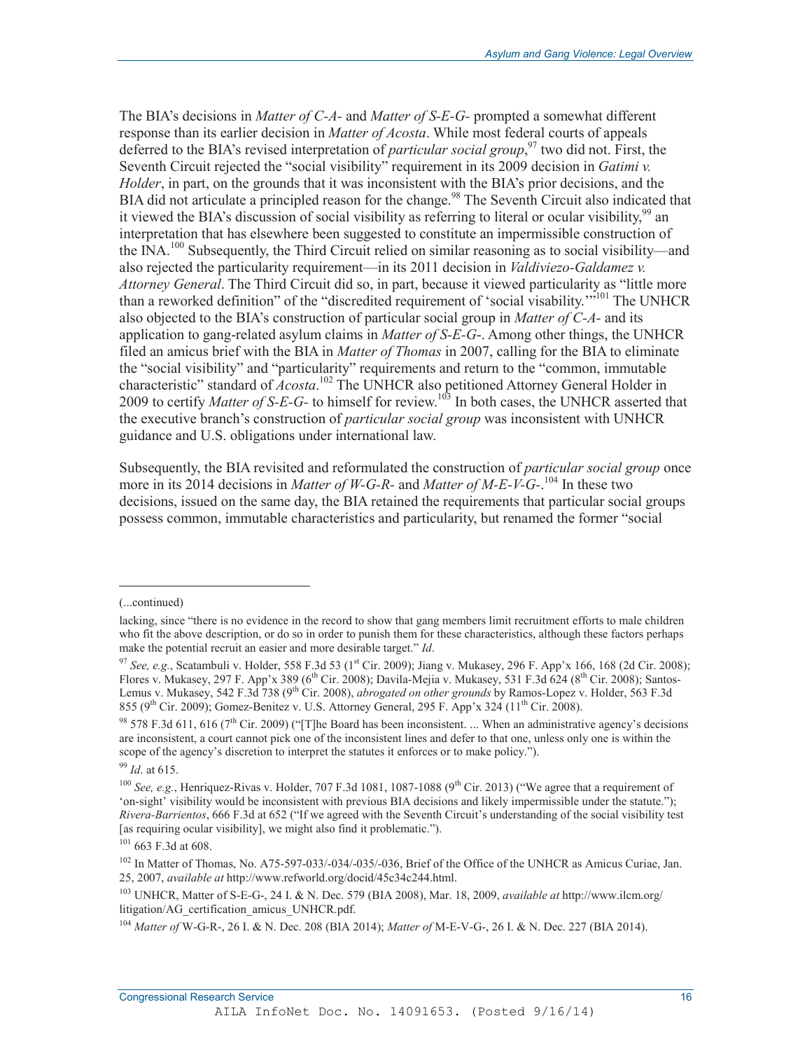The BIA's decisions in *Matter of C-A-* and *Matter of S-E-G-* prompted a somewhat different response than its earlier decision in *Matter of Acosta*. While most federal courts of appeals deferred to the BIA's revised interpretation of *particular social group*,[97] two did not. First, the Seventh Circuit rejected the "social visibility" requirement in its 2009 decision in *Gatimi v. Holder*, in part, on the grounds that it was inconsistent with the BIA's prior decisions, and the BIA did not articulate a principled reason for the change.[98] The Seventh Circuit also indicated that it viewed the BIA's discussion of social visibility as referring to literal or ocular visibility,[99] an interpretation that has elsewhere been suggested to constitute an impermissible construction of the INA.[100] Subsequently, the Third Circuit relied on similar reasoning as to social visibility—and also rejected the particularity requirement—in its 2011 decision in *Valdiviezo-Galdamez v. Attorney General*. The Third Circuit did so, in part, because it viewed particularity as "little more than a reworked definition" of the "discredited requirement of 'social visability.'"[101] The UNHCR also objected to the BIA's construction of particular social group in *Matter of C-A-* and its application to gang-related asylum claims in *Matter of S-E-G-*. Among other things, the UNHCR filed an amicus brief with the BIA in *Matter of Thomas* in 2007, calling for the BIA to eliminate the "social visibility" and "particularity" requirements and return to the "common, immutable characteristic" standard of *Acosta*.[102] The UNHCR also petitioned Attorney General Holder in 2009 to certify *Matter of S-E-G-* to himself for review.[103] In both cases, the UNHCR asserted that the executive branch's construction of *particular social group* was inconsistent with UNHCR guidance and U.S. obligations under international law.

Subsequently, the BIA revisited and reformulated the construction of *particular social group* once more in its 2014 decisions in *Matter of W-G-R-* and *Matter of M-E-V-G-*.[104] In these two decisions, issued on the same day, the BIA retained the requirements that particular social groups possess common, immutable characteristics and particularity, but renamed the former "social

---

(...continued)

lacking, since "there is no evidence in the record to show that gang members limit recruitment efforts to male children who fit the above description, or do so in order to punish them for these characteristics, although these factors perhaps make the potential recruit an easier and more desirable target." *Id*.

[97] *See, e.g.*, Scatambuli v. Holder, 558 F.3d 53 (1st Cir. 2009); Jiang v. Mukasey, 296 F. App'x 166, 168 (2d Cir. 2008); Flores v. Mukasey, 297 F. App'x 389 (6th Cir. 2008); Davila-Mejia v. Mukasey, 531 F.3d 624 (8th Cir. 2008); Santos-Lemus v. Mukasey, 542 F.3d 738 (9th Cir. 2008), *abrogated on other grounds* by Ramos-Lopez v. Holder, 563 F.3d 855 (9th Cir. 2009); Gomez-Benitez v. U.S. Attorney General, 295 F. App'x 324 (11th Cir. 2008).

[98] 578 F.3d 611, 616 (7th Cir. 2009) ("[T]he Board has been inconsistent. ... When an administrative agency's decisions are inconsistent, a court cannot pick one of the inconsistent lines and defer to that one, unless only one is within the scope of the agency's discretion to interpret the statutes it enforces or to make policy.").

[99] *Id*. at 615.

[100] *See, e.g.*, Henriquez-Rivas v. Holder, 707 F.3d 1081, 1087-1088 (9th Cir. 2013) ("We agree that a requirement of 'on-sight' visibility would be inconsistent with previous BIA decisions and likely impermissible under the statute."); *Rivera-Barrientos*, 666 F.3d at 652 ("If we agreed with the Seventh Circuit's understanding of the social visibility test [as requiring ocular visibility], we might also find it problematic.").

[101] 663 F.3d at 608.

[102] In Matter of Thomas, No. A75-597-033/-034/-035/-036, Brief of the Office of the UNHCR as Amicus Curiae, Jan. 25, 2007, *available at* http://www.refworld.org/docid/45c34c244.html.

[103] UNHCR, Matter of S-E-G-, 24 I. & N. Dec. 579 (BIA 2008), Mar. 18, 2009, *available at* http://www.ilcm.org/litigation/AG_certification_amicus_UNHCR.pdf.

[104] *Matter of* W-G-R-, 26 I. & N. Dec. 208 (BIA 2014); *Matter of* M-E-V-G-, 26 I. & N. Dec. 227 (BIA 2014).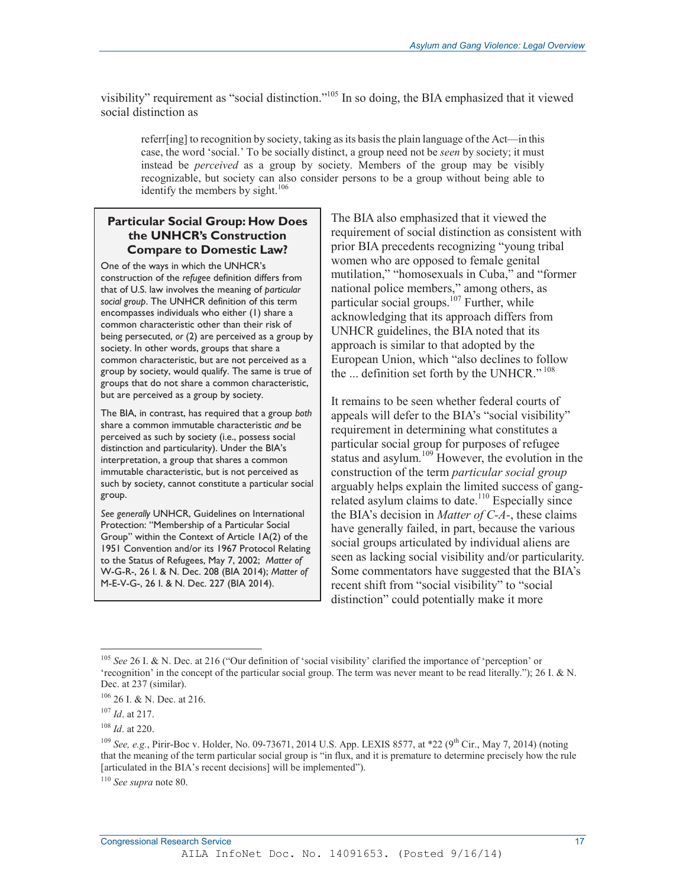visibility" requirement as "social distinction."[105] In so doing, the BIA emphasized that it viewed social distinction as

> referr[ing] to recognition by society, taking as its basis the plain language of the Act—in this case, the word 'social.' To be socially distinct, a group need not be *seen* by society; it must instead be *perceived* as a group by society. Members of the group may be visibly recognizable, but society can also consider persons to be a group without being able to identify the members by sight.[106]

The BIA also emphasized that it viewed the requirement of social distinction as consistent with prior BIA precedents recognizing "young tribal women who are opposed to female genital mutilation," "homosexuals in Cuba," and "former national police members," among others, as particular social groups.[107] Further, while acknowledging that its approach differs from UNHCR guidelines, the BIA noted that its approach is similar to that adopted by the European Union, which "also declines to follow the ... definition set forth by the UNHCR."[108]

It remains to be seen whether federal courts of appeals will defer to the BIA's "social visibility" requirement in determining what constitutes a particular social group for purposes of refugee status and asylum.[109] However, the evolution in the construction of the term *particular social group* arguably helps explain the limited success of gang-related asylum claims to date.[110] Especially since the BIA's decision in *Matter of C-A-*, these claims have generally failed, in part, because the various social groups articulated by individual aliens are seen as lacking social visibility and/or particularity. Some commentators have suggested that the BIA's recent shift from "social visibility" to "social distinction" could potentially make it more

> **Particular Social Group: How Does the UNHCR's Construction Compare to Domestic Law?**
>
> One of the ways in which the UNHCR's construction of the *refugee* definition differs from that of U.S. law involves the meaning of *particular social group*. The UNHCR definition of this term encompasses individuals who either (1) share a common characteristic other than their risk of being persecuted, *or* (2) are perceived as a group by society. In other words, groups that share a common characteristic, but are not perceived as a group by society, would qualify. The same is true of groups that do not share a common characteristic, but are perceived as a group by society.
>
> The BIA, in contrast, has required that a group *both* share a common immutable characteristic *and* be perceived as such by society (i.e., possess social distinction and particularity). Under the BIA's interpretation, a group that shares a common immutable characteristic, but is not perceived as such by society, cannot constitute a particular social group.
>
> *See generally* UNHCR, Guidelines on International Protection: "Membership of a Particular Social Group" within the Context of Article 1A(2) of the 1951 Convention and/or its 1967 Protocol Relating to the Status of Refugees, May 7, 2002; *Matter of* W-G-R-, 26 I. & N. Dec. 208 (BIA 2014); *Matter of* M-E-V-G-, 26 I. & N. Dec. 227 (BIA 2014).

---

[105] *See* 26 I. & N. Dec. at 216 ("Our definition of 'social visibility' clarified the importance of 'perception' or 'recognition' in the concept of the particular social group. The term was never meant to be read literally."); 26 I. & N. Dec. at 237 (similar).

[106] 26 I. & N. Dec. at 216.

[107] *Id*. at 217.

[108] *Id*. at 220.

[109] *See, e.g.*, Pirir-Boc v. Holder, No. 09-73671, 2014 U.S. App. LEXIS 8577, at *22 (9th Cir., May 7, 2014) (noting that the meaning of the term particular social group is "in flux, and it is premature to determine precisely how the rule [articulated in the BIA's recent decisions] will be implemented").

[110] *See supra* note 80.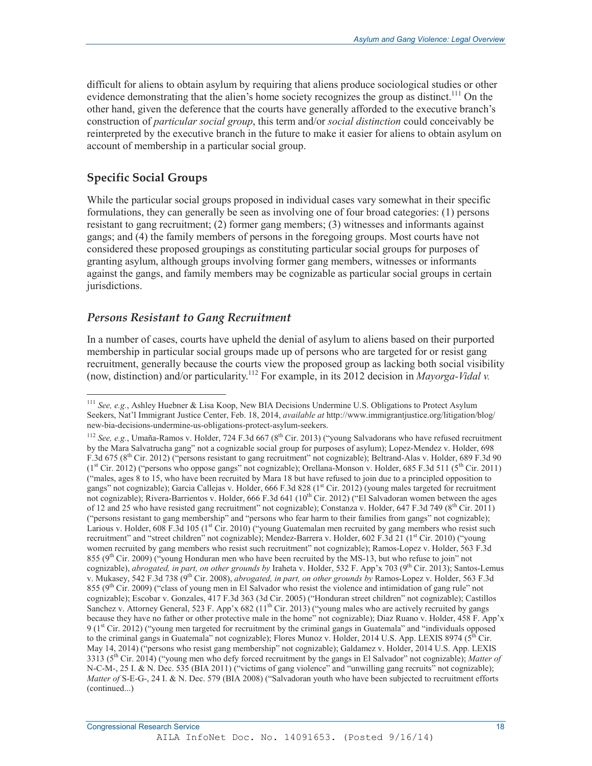difficult for aliens to obtain asylum by requiring that aliens produce sociological studies or other evidence demonstrating that the alien's home society recognizes the group as distinct.[111] On the other hand, given the deference that the courts have generally afforded to the executive branch's construction of *particular social group*, this term and/or *social distinction* could conceivably be reinterpreted by the executive branch in the future to make it easier for aliens to obtain asylum on account of membership in a particular social group.

## Specific Social Groups

While the particular social groups proposed in individual cases vary somewhat in their specific formulations, they can generally be seen as involving one of four broad categories: (1) persons resistant to gang recruitment; (2) former gang members; (3) witnesses and informants against gangs; and (4) the family members of persons in the foregoing groups. Most courts have not considered these proposed groupings as constituting particular social groups for purposes of granting asylum, although groups involving former gang members, witnesses or informants against the gangs, and family members may be cognizable as particular social groups in certain jurisdictions.

### *Persons Resistant to Gang Recruitment*

In a number of cases, courts have upheld the denial of asylum to aliens based on their purported membership in particular social groups made up of persons who are targeted for or resist gang recruitment, generally because the courts view the proposed group as lacking both social visibility (now, distinction) and/or particularity.[112] For example, in its 2012 decision in *Mayorga-Vidal v.*

---

[111] *See, e.g.*, Ashley Huebner & Lisa Koop, New BIA Decisions Undermine U.S. Obligations to Protect Asylum Seekers, Nat'l Immigrant Justice Center, Feb. 18, 2014, *available at* http://www.immigrantjustice.org/litigation/blog/new-bia-decisions-undermine-us-obligations-protect-asylum-seekers.

[112] *See, e.g.*, Umaña-Ramos v. Holder, 724 F.3d 667 (8th Cir. 2013) ("young Salvadorans who have refused recruitment by the Mara Salvatrucha gang" not a cognizable social group for purposes of asylum); Lopez-Mendez v. Holder, 698 F.3d 675 (8th Cir. 2012) ("persons resistant to gang recruitment" not cognizable); Beltrand-Alas v. Holder, 689 F.3d 90 (1st Cir. 2012) ("persons who oppose gangs" not cognizable); Orellana-Monson v. Holder, 685 F.3d 511 (5th Cir. 2011) ("males, ages 8 to 15, who have been recruited by Mara 18 but have refused to join due to a principled opposition to gangs" not cognizable); Garcia Callejas v. Holder, 666 F.3d 828 (1st Cir. 2012) (young males targeted for recruitment not cognizable); Rivera-Barrientos v. Holder, 666 F.3d 641 (10th Cir. 2012) ("El Salvadoran women between the ages of 12 and 25 who have resisted gang recruitment" not cognizable); Constanza v. Holder, 647 F.3d 749 (8th Cir. 2011) ("persons resistant to gang membership" and "persons who fear harm to their families from gangs" not cognizable); Larious v. Holder, 608 F.3d 105 (1st Cir. 2010) ("young Guatemalan men recruited by gang members who resist such recruitment" and "street children" not cognizable); Mendez-Barrera v. Holder, 602 F.3d 21 (1st Cir. 2010) ("young women recruited by gang members who resist such recruitment" not cognizable); Ramos-Lopez v. Holder, 563 F.3d 855 (9th Cir. 2009) ("young Honduran men who have been recruited by the MS-13, but who refuse to join" not cognizable), *abrogated, in part, on other grounds by* Iraheta v. Holder, 532 F. App'x 703 (9th Cir. 2013); Santos-Lemus v. Mukasey, 542 F.3d 738 (9th Cir. 2008), *abrogated, in part, on other grounds by* Ramos-Lopez v. Holder, 563 F.3d 855 (9th Cir. 2009) ("class of young men in El Salvador who resist the violence and intimidation of gang rule" not cognizable); Escobar v. Gonzales, 417 F.3d 363 (3d Cir. 2005) ("Honduran street children" not cognizable); Castillos Sanchez v. Attorney General, 523 F. App'x 682 (11th Cir. 2013) ("young males who are actively recruited by gangs because they have no father or other protective male in the home" not cognizable); Diaz Ruano v. Holder, 458 F. App'x 9 (1st Cir. 2012) ("young men targeted for recruitment by the criminal gangs in Guatemala" and "individuals opposed to the criminal gangs in Guatemala" not cognizable); Flores Munoz v. Holder, 2014 U.S. App. LEXIS 8974 (5th Cir. May 14, 2014) ("persons who resist gang membership" not cognizable); Galdamez v. Holder, 2014 U.S. App. LEXIS 3313 (5th Cir. 2014) ("young men who defy forced recruitment by the gangs in El Salvador" not cognizable); *Matter of* N-C-M-, 25 I. & N. Dec. 535 (BIA 2011) ("victims of gang violence" and "unwilling gang recruits" not cognizable); *Matter of* S-E-G-, 24 I. & N. Dec. 579 (BIA 2008) ("Salvadoran youth who have been subjected to recruitment efforts (continued...)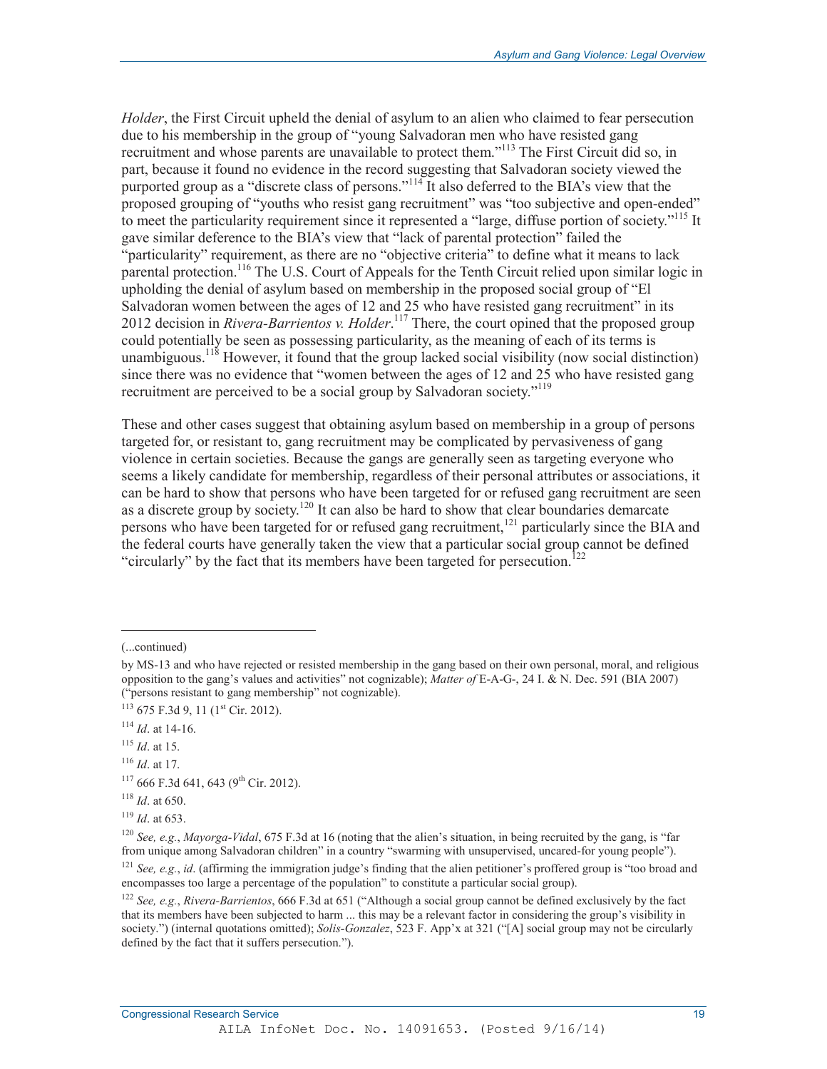*Holder*, the First Circuit upheld the denial of asylum to an alien who claimed to fear persecution due to his membership in the group of "young Salvadoran men who have resisted gang recruitment and whose parents are unavailable to protect them."[113] The First Circuit did so, in part, because it found no evidence in the record suggesting that Salvadoran society viewed the purported group as a "discrete class of persons."[114] It also deferred to the BIA's view that the proposed grouping of "youths who resist gang recruitment" was "too subjective and open-ended" to meet the particularity requirement since it represented a "large, diffuse portion of society."[115] It gave similar deference to the BIA's view that "lack of parental protection" failed the "particularity" requirement, as there are no "objective criteria" to define what it means to lack parental protection.[116] The U.S. Court of Appeals for the Tenth Circuit relied upon similar logic in upholding the denial of asylum based on membership in the proposed social group of "El Salvadoran women between the ages of 12 and 25 who have resisted gang recruitment" in its 2012 decision in *Rivera-Barrientos v. Holder*.[117] There, the court opined that the proposed group could potentially be seen as possessing particularity, as the meaning of each of its terms is unambiguous.[118] However, it found that the group lacked social visibility (now social distinction) since there was no evidence that "women between the ages of 12 and 25 who have resisted gang recruitment are perceived to be a social group by Salvadoran society."[119]

These and other cases suggest that obtaining asylum based on membership in a group of persons targeted for, or resistant to, gang recruitment may be complicated by pervasiveness of gang violence in certain societies. Because the gangs are generally seen as targeting everyone who seems a likely candidate for membership, regardless of their personal attributes or associations, it can be hard to show that persons who have been targeted for or refused gang recruitment are seen as a discrete group by society.[120] It can also be hard to show that clear boundaries demarcate persons who have been targeted for or refused gang recruitment,[121] particularly since the BIA and the federal courts have generally taken the view that a particular social group cannot be defined "circularly" by the fact that its members have been targeted for persecution.[122]

---

(...continued)

by MS-13 and who have rejected or resisted membership in the gang based on their own personal, moral, and religious opposition to the gang's values and activities" not cognizable); *Matter of* E-A-G-, 24 I. & N. Dec. 591 (BIA 2007) ("persons resistant to gang membership" not cognizable).

[113] 675 F.3d 9, 11 (1st Cir. 2012).

[114] *Id*. at 14-16.

[115] *Id*. at 15.

[116] *Id*. at 17.

[117] 666 F.3d 641, 643 (9th Cir. 2012).

[118] *Id*. at 650.

[119] *Id*. at 653.

[120] *See, e.g.*, *Mayorga-Vidal*, 675 F.3d at 16 (noting that the alien's situation, in being recruited by the gang, is "far from unique among Salvadoran children" in a country "swarming with unsupervised, uncared-for young people").

[121] *See, e.g.*, *id*. (affirming the immigration judge's finding that the alien petitioner's proffered group is "too broad and encompasses too large a percentage of the population" to constitute a particular social group).

[122] *See, e.g.*, *Rivera-Barrientos*, 666 F.3d at 651 ("Although a social group cannot be defined exclusively by the fact that its members have been subjected to harm ... this may be a relevant factor in considering the group's visibility in society.") (internal quotations omitted); *Solis-Gonzalez*, 523 F. App'x at 321 ("[A] social group may not be circularly defined by the fact that it suffers persecution.").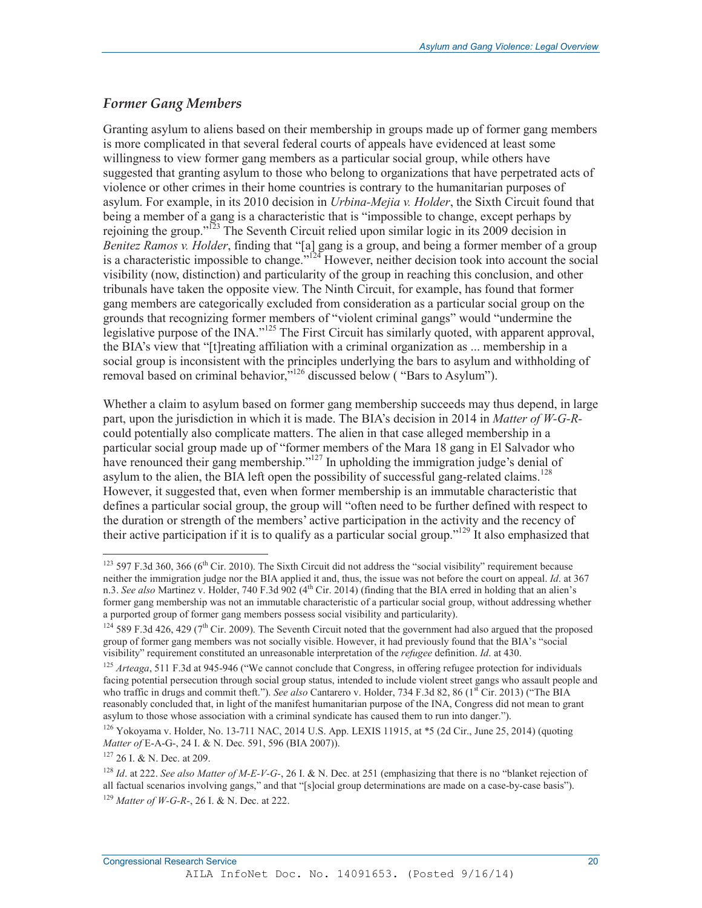### *Former Gang Members*

Granting asylum to aliens based on their membership in groups made up of former gang members is more complicated in that several federal courts of appeals have evidenced at least some willingness to view former gang members as a particular social group, while others have suggested that granting asylum to those who belong to organizations that have perpetrated acts of violence or other crimes in their home countries is contrary to the humanitarian purposes of asylum. For example, in its 2010 decision in *Urbina-Mejia v. Holder*, the Sixth Circuit found that being a member of a gang is a characteristic that is "impossible to change, except perhaps by rejoining the group."[123] The Seventh Circuit relied upon similar logic in its 2009 decision in *Benitez Ramos v. Holder*, finding that "[a] gang is a group, and being a former member of a group is a characteristic impossible to change."[124] However, neither decision took into account the social visibility (now, distinction) and particularity of the group in reaching this conclusion, and other tribunals have taken the opposite view. The Ninth Circuit, for example, has found that former gang members are categorically excluded from consideration as a particular social group on the grounds that recognizing former members of "violent criminal gangs" would "undermine the legislative purpose of the INA."[125] The First Circuit has similarly quoted, with apparent approval, the BIA's view that "[t]reating affiliation with a criminal organization as ... membership in a social group is inconsistent with the principles underlying the bars to asylum and withholding of removal based on criminal behavior,"[126] discussed below ( "Bars to Asylum").

Whether a claim to asylum based on former gang membership succeeds may thus depend, in large part, upon the jurisdiction in which it is made. The BIA's decision in 2014 in *Matter of W-G-R-* could potentially also complicate matters. The alien in that case alleged membership in a particular social group made up of "former members of the Mara 18 gang in El Salvador who have renounced their gang membership."[127] In upholding the immigration judge's denial of asylum to the alien, the BIA left open the possibility of successful gang-related claims.[128] However, it suggested that, even when former membership is an immutable characteristic that defines a particular social group, the group will "often need to be further defined with respect to the duration or strength of the members' active participation in the activity and the recency of their active participation if it is to qualify as a particular social group."[129] It also emphasized that

---

[123] 597 F.3d 360, 366 (6th Cir. 2010). The Sixth Circuit did not address the "social visibility" requirement because neither the immigration judge nor the BIA applied it and, thus, the issue was not before the court on appeal. *Id*. at 367 n.3. *See also* Martinez v. Holder, 740 F.3d 902 (4th Cir. 2014) (finding that the BIA erred in holding that an alien's former gang membership was not an immutable characteristic of a particular social group, without addressing whether a purported group of former gang members possess social visibility and particularity).

[124] 589 F.3d 426, 429 (7th Cir. 2009). The Seventh Circuit noted that the government had also argued that the proposed group of former gang members was not socially visible. However, it had previously found that the BIA's "social visibility" requirement constituted an unreasonable interpretation of the *refugee* definition. *Id*. at 430.

[125] *Arteaga*, 511 F.3d at 945-946 ("We cannot conclude that Congress, in offering refugee protection for individuals facing potential persecution through social group status, intended to include violent street gangs who assault people and who traffic in drugs and commit theft."). *See also* Cantarero v. Holder, 734 F.3d 82, 86 (1st Cir. 2013) ("The BIA reasonably concluded that, in light of the manifest humanitarian purpose of the INA, Congress did not mean to grant asylum to those whose association with a criminal syndicate has caused them to run into danger.").

[126] Yokoyama v. Holder, No. 13-711 NAC, 2014 U.S. App. LEXIS 11915, at *5 (2d Cir., June 25, 2014) (quoting *Matter of* E-A-G-, 24 I. & N. Dec. 591, 596 (BIA 2007)).

[127] 26 I. & N. Dec. at 209.

[128] *Id*. at 222. *See also Matter of M-E-V-G-*, 26 I. & N. Dec. at 251 (emphasizing that there is no "blanket rejection of all factual scenarios involving gangs," and that "[s]ocial group determinations are made on a case-by-case basis").

[129] *Matter of W-G-R-*, 26 I. & N. Dec. at 222.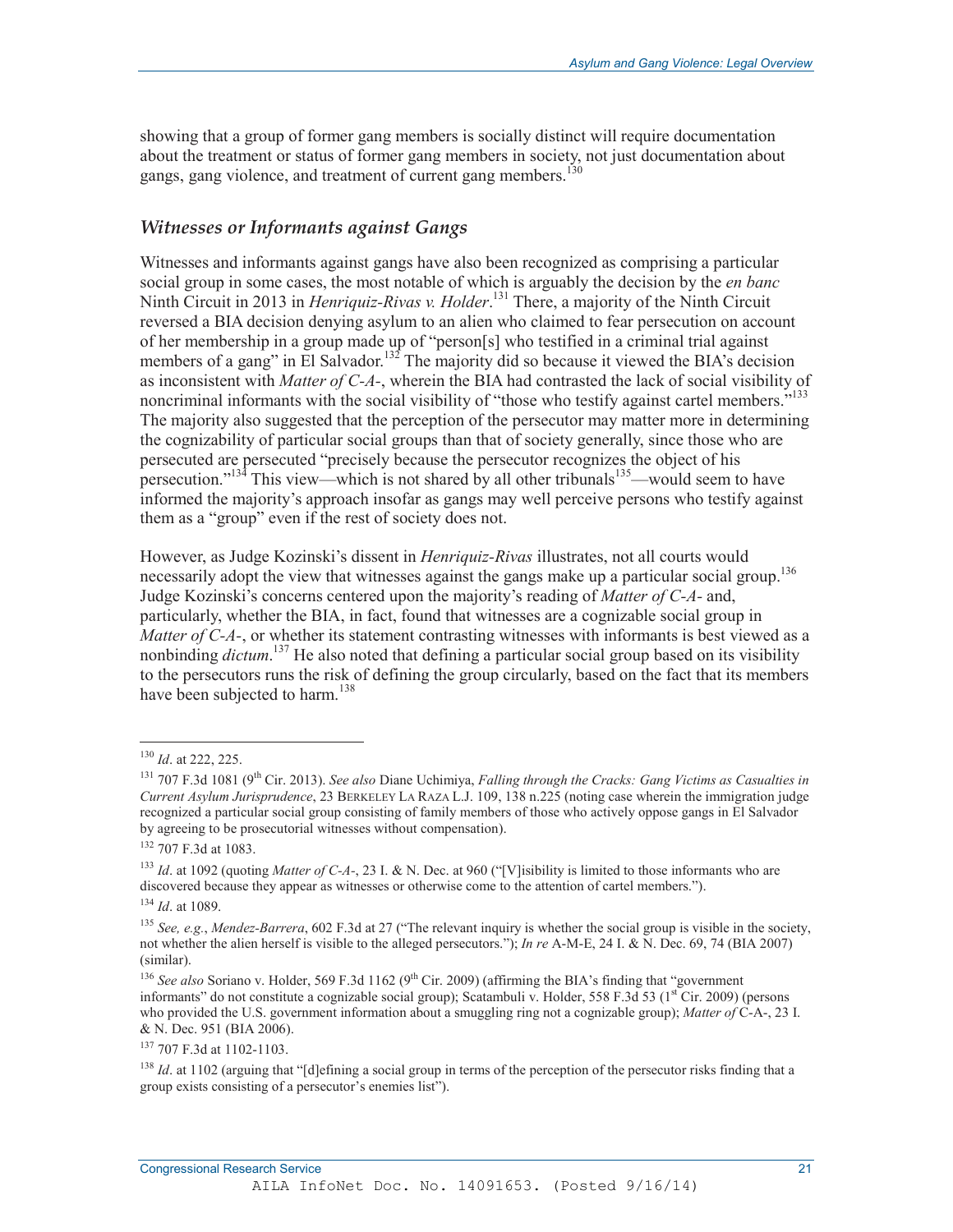showing that a group of former gang members is socially distinct will require documentation about the treatment or status of former gang members in society, not just documentation about gangs, gang violence, and treatment of current gang members.[130]

### *Witnesses or Informants against Gangs*

Witnesses and informants against gangs have also been recognized as comprising a particular social group in some cases, the most notable of which is arguably the decision by the *en banc* Ninth Circuit in 2013 in *Henriquiz-Rivas v. Holder*.[131] There, a majority of the Ninth Circuit reversed a BIA decision denying asylum to an alien who claimed to fear persecution on account of her membership in a group made up of "person[s] who testified in a criminal trial against members of a gang" in El Salvador.[132] The majority did so because it viewed the BIA's decision as inconsistent with *Matter of C-A-*, wherein the BIA had contrasted the lack of social visibility of noncriminal informants with the social visibility of "those who testify against cartel members."[133] The majority also suggested that the perception of the persecutor may matter more in determining the cognizability of particular social groups than that of society generally, since those who are persecuted are persecuted "precisely because the persecutor recognizes the object of his persecution."[134] This view—which is not shared by all other tribunals[135]—would seem to have informed the majority's approach insofar as gangs may well perceive persons who testify against them as a "group" even if the rest of society does not.

However, as Judge Kozinski's dissent in *Henriquiz-Rivas* illustrates, not all courts would necessarily adopt the view that witnesses against the gangs make up a particular social group.[136] Judge Kozinski's concerns centered upon the majority's reading of *Matter of C-A-* and, particularly, whether the BIA, in fact, found that witnesses are a cognizable social group in *Matter of C-A-*, or whether its statement contrasting witnesses with informants is best viewed as a nonbinding *dictum*.[137] He also noted that defining a particular social group based on its visibility to the persecutors runs the risk of defining the group circularly, based on the fact that its members have been subjected to harm.[138]

---

[130] *Id*. at 222, 225.

[131] 707 F.3d 1081 (9th Cir. 2013). *See also* Diane Uchimiya, *Falling through the Cracks: Gang Victims as Casualties in Current Asylum Jurisprudence*, 23 BERKELEY LA RAZA L.J. 109, 138 n.225 (noting case wherein the immigration judge recognized a particular social group consisting of family members of those who actively oppose gangs in El Salvador by agreeing to be prosecutorial witnesses without compensation).

[132] 707 F.3d at 1083.

[133] *Id*. at 1092 (quoting *Matter of C-A-*, 23 I. & N. Dec. at 960 ("[V]isibility is limited to those informants who are discovered because they appear as witnesses or otherwise come to the attention of cartel members.").

[134] *Id*. at 1089.

[135] *See, e.g.*, *Mendez-Barrera*, 602 F.3d at 27 ("The relevant inquiry is whether the social group is visible in the society, not whether the alien herself is visible to the alleged persecutors."); *In re* A-M-E, 24 I. & N. Dec. 69, 74 (BIA 2007) (similar).

[136] *See also* Soriano v. Holder, 569 F.3d 1162 (9th Cir. 2009) (affirming the BIA's finding that "government informants" do not constitute a cognizable social group); Scatambuli v. Holder, 558 F.3d 53 (1st Cir. 2009) (persons who provided the U.S. government information about a smuggling ring not a cognizable group); *Matter of* C-A-, 23 I. & N. Dec. 951 (BIA 2006).

[137] 707 F.3d at 1102-1103.

[138] *Id*. at 1102 (arguing that "[d]efining a social group in terms of the perception of the persecutor risks finding that a group exists consisting of a persecutor's enemies list").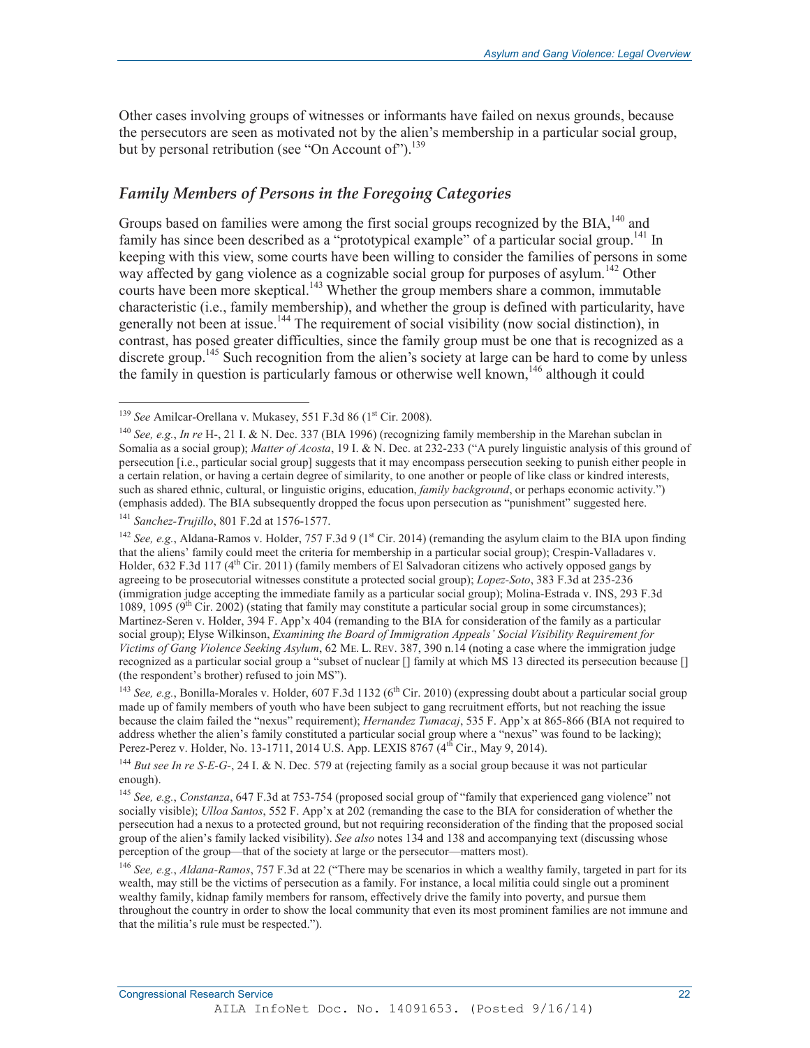Other cases involving groups of witnesses or informants have failed on nexus grounds, because the persecutors are seen as motivated not by the alien's membership in a particular social group, but by personal retribution (see "On Account of").[139]

### *Family Members of Persons in the Foregoing Categories*

Groups based on families were among the first social groups recognized by the BIA,[140] and family has since been described as a "prototypical example" of a particular social group.[141] In keeping with this view, some courts have been willing to consider the families of persons in some way affected by gang violence as a cognizable social group for purposes of asylum.[142] Other courts have been more skeptical.[143] Whether the group members share a common, immutable characteristic (i.e., family membership), and whether the group is defined with particularity, have generally not been at issue.[144] The requirement of social visibility (now social distinction), in contrast, has posed greater difficulties, since the family group must be one that is recognized as a discrete group.[145] Such recognition from the alien's society at large can be hard to come by unless the family in question is particularly famous or otherwise well known,[146] although it could

---

[139] *See* Amilcar-Orellana v. Mukasey, 551 F.3d 86 (1st Cir. 2008).

[140] *See, e.g.*, *In re* H-, 21 I. & N. Dec. 337 (BIA 1996) (recognizing family membership in the Marehan subclan in Somalia as a social group); *Matter of Acosta*, 19 I. & N. Dec. at 232-233 ("A purely linguistic analysis of this ground of persecution [i.e., particular social group] suggests that it may encompass persecution seeking to punish either people in a certain relation, or having a certain degree of similarity, to one another or people of like class or kindred interests, such as shared ethnic, cultural, or linguistic origins, education, *family background*, or perhaps economic activity.") (emphasis added). The BIA subsequently dropped the focus upon persecution as "punishment" suggested here.

[141] *Sanchez-Trujillo*, 801 F.2d at 1576-1577.

[142] *See, e.g.*, Aldana-Ramos v. Holder, 757 F.3d 9 (1st Cir. 2014) (remanding the asylum claim to the BIA upon finding that the aliens' family could meet the criteria for membership in a particular social group); Crespin-Valladares v. Holder, 632 F.3d 117 (4th Cir. 2011) (family members of El Salvadoran citizens who actively opposed gangs by agreeing to be prosecutorial witnesses constitute a protected social group); *Lopez-Soto*, 383 F.3d at 235-236 (immigration judge accepting the immediate family as a particular social group); Molina-Estrada v. INS, 293 F.3d 1089, 1095 (9th Cir. 2002) (stating that family may constitute a particular social group in some circumstances); Martinez-Seren v. Holder, 394 F. App'x 404 (remanding to the BIA for consideration of the family as a particular social group); Elyse Wilkinson, *Examining the Board of Immigration Appeals' Social Visibility Requirement for Victims of Gang Violence Seeking Asylum*, 62 ME. L. REV. 387, 390 n.14 (noting a case where the immigration judge recognized as a particular social group a "subset of nuclear [] family at which MS 13 directed its persecution because [] (the respondent's brother) refused to join MS").

[143] *See, e.g.*, Bonilla-Morales v. Holder, 607 F.3d 1132 (6th Cir. 2010) (expressing doubt about a particular social group made up of family members of youth who have been subject to gang recruitment efforts, but not reaching the issue because the claim failed the "nexus" requirement); *Hernandez Tumacaj*, 535 F. App'x at 865-866 (BIA not required to address whether the alien's family constituted a particular social group where a "nexus" was found to be lacking); Perez-Perez v. Holder, No. 13-1711, 2014 U.S. App. LEXIS 8767 (4th Cir., May 9, 2014).

[144] *But see In re S-E-G-*, 24 I. & N. Dec. 579 at (rejecting family as a social group because it was not particular enough).

[145] *See, e.g.*, *Constanza*, 647 F.3d at 753-754 (proposed social group of "family that experienced gang violence" not socially visible); *Ulloa Santos*, 552 F. App'x at 202 (remanding the case to the BIA for consideration of whether the persecution had a nexus to a protected ground, but not requiring reconsideration of the finding that the proposed social group of the alien's family lacked visibility). *See also* notes 134 and 138 and accompanying text (discussing whose perception of the group—that of the society at large or the persecutor—matters most).

[146] *See, e.g.*, *Aldana-Ramos*, 757 F.3d at 22 ("There may be scenarios in which a wealthy family, targeted in part for its wealth, may still be the victims of persecution as a family. For instance, a local militia could single out a prominent wealthy family, kidnap family members for ransom, effectively drive the family into poverty, and pursue them throughout the country in order to show the local community that even its most prominent families are not immune and that the militia's rule must be respected.").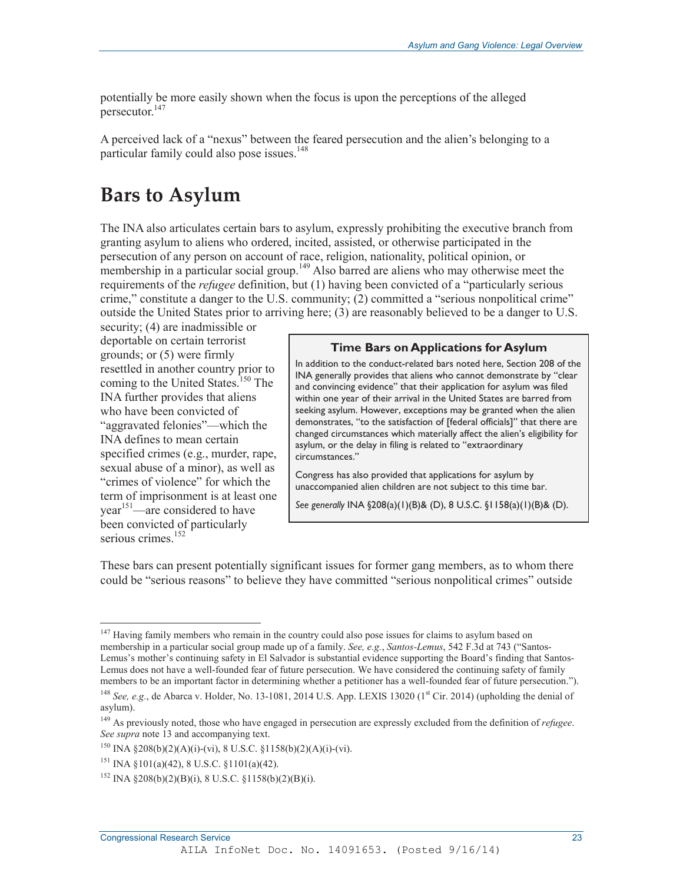potentially be more easily shown when the focus is upon the perceptions of the alleged persecutor.[147]

A perceived lack of a "nexus" between the feared persecution and the alien's belonging to a particular family could also pose issues.[148]

# Bars to Asylum

The INA also articulates certain bars to asylum, expressly prohibiting the executive branch from granting asylum to aliens who ordered, incited, assisted, or otherwise participated in the persecution of any person on account of race, religion, nationality, political opinion, or membership in a particular social group.[149] Also barred are aliens who may otherwise meet the requirements of the *refugee* definition, but (1) having been convicted of a "particularly serious crime," constitute a danger to the U.S. community; (2) committed a "serious nonpolitical crime" outside the United States prior to arriving here; (3) are reasonably believed to be a danger to U.S. security; (4) are inadmissible or deportable on certain terrorist grounds; or (5) were firmly resettled in another country prior to coming to the United States.[150] The INA further provides that aliens who have been convicted of "aggravated felonies"—which the INA defines to mean certain specified crimes (e.g., murder, rape, sexual abuse of a minor), as well as "crimes of violence" for which the term of imprisonment is at least one year[151]—are considered to have been convicted of particularly serious crimes.[152]

> **Time Bars on Applications for Asylum**
>
> In addition to the conduct-related bars noted here, Section 208 of the INA generally provides that aliens who cannot demonstrate by "clear and convincing evidence" that their application for asylum was filed within one year of their arrival in the United States are barred from seeking asylum. However, exceptions may be granted when the alien demonstrates, "to the satisfaction of [federal officials]" that there are changed circumstances which materially affect the alien's eligibility for asylum, or the delay in filing is related to "extraordinary circumstances."
>
> Congress has also provided that applications for asylum by unaccompanied alien children are not subject to this time bar.
>
> *See generally* INA §208(a)(1)(B)& (D), 8 U.S.C. §1158(a)(1)(B)& (D).

These bars can present potentially significant issues for former gang members, as to whom there could be "serious reasons" to believe they have committed "serious nonpolitical crimes" outside

---

[147] Having family members who remain in the country could also pose issues for claims to asylum based on membership in a particular social group made up of a family. *See, e.g.*, *Santos-Lemus*, 542 F.3d at 743 ("Santos-Lemus's mother's continuing safety in El Salvador is substantial evidence supporting the Board's finding that Santos-Lemus does not have a well-founded fear of future persecution. We have considered the continuing safety of family members to be an important factor in determining whether a petitioner has a well-founded fear of future persecution.").

[148] *See, e.g.*, de Abarca v. Holder, No. 13-1081, 2014 U.S. App. LEXIS 13020 (1st Cir. 2014) (upholding the denial of asylum).

[149] As previously noted, those who have engaged in persecution are expressly excluded from the definition of *refugee*. *See supra* note 13 and accompanying text.

[150] INA §208(b)(2)(A)(i)-(vi), 8 U.S.C. §1158(b)(2)(A)(i)-(vi).

[151] INA §101(a)(42), 8 U.S.C. §1101(a)(42).

[152] INA §208(b)(2)(B)(i), 8 U.S.C. §1158(b)(2)(B)(i).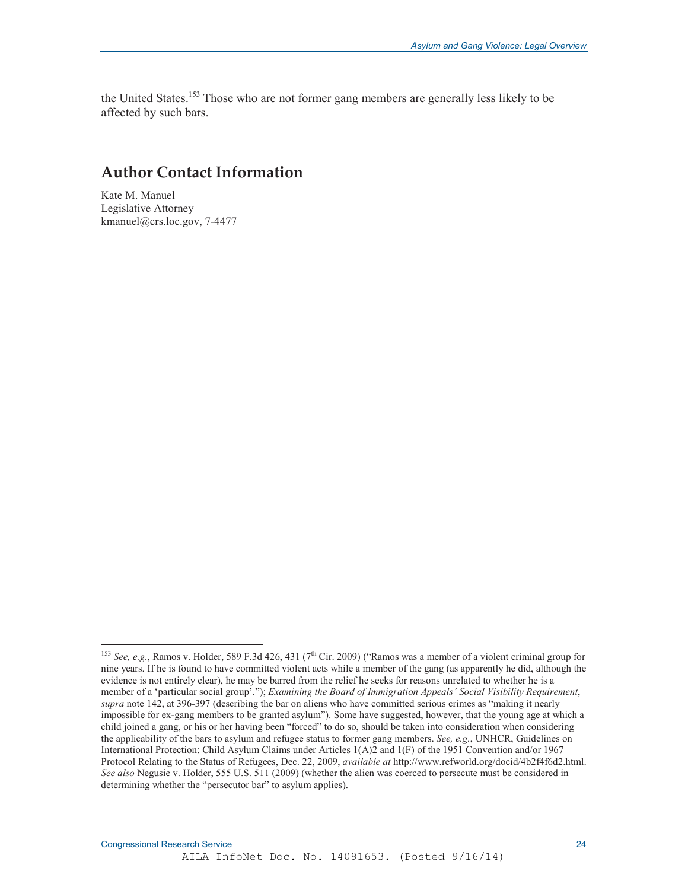the United States.[153] Those who are not former gang members are generally less likely to be affected by such bars.

## Author Contact Information

Kate M. Manuel
Legislative Attorney
kmanuel@crs.loc.gov, 7-4477

---

[153] *See, e.g.*, Ramos v. Holder, 589 F.3d 426, 431 (7th Cir. 2009) ("Ramos was a member of a violent criminal group for nine years. If he is found to have committed violent acts while a member of the gang (as apparently he did, although the evidence is not entirely clear), he may be barred from the relief he seeks for reasons unrelated to whether he is a member of a 'particular social group'."); *Examining the Board of Immigration Appeals' Social Visibility Requirement*, *supra* note 142, at 396-397 (describing the bar on aliens who have committed serious crimes as "making it nearly impossible for ex-gang members to be granted asylum"). Some have suggested, however, that the young age at which a child joined a gang, or his or her having been "forced" to do so, should be taken into consideration when considering the applicability of the bars to asylum and refugee status to former gang members. *See, e.g.*, UNHCR, Guidelines on International Protection: Child Asylum Claims under Articles 1(A)2 and 1(F) of the 1951 Convention and/or 1967 Protocol Relating to the Status of Refugees, Dec. 22, 2009, *available at* http://www.refworld.org/docid/4b2f4f6d2.html. *See also* Negusie v. Holder, 555 U.S. 511 (2009) (whether the alien was coerced to persecute must be considered in determining whether the "persecutor bar" to asylum applies).

AILA InfoNet Doc. No. 14091653. (Posted 9/16/14)